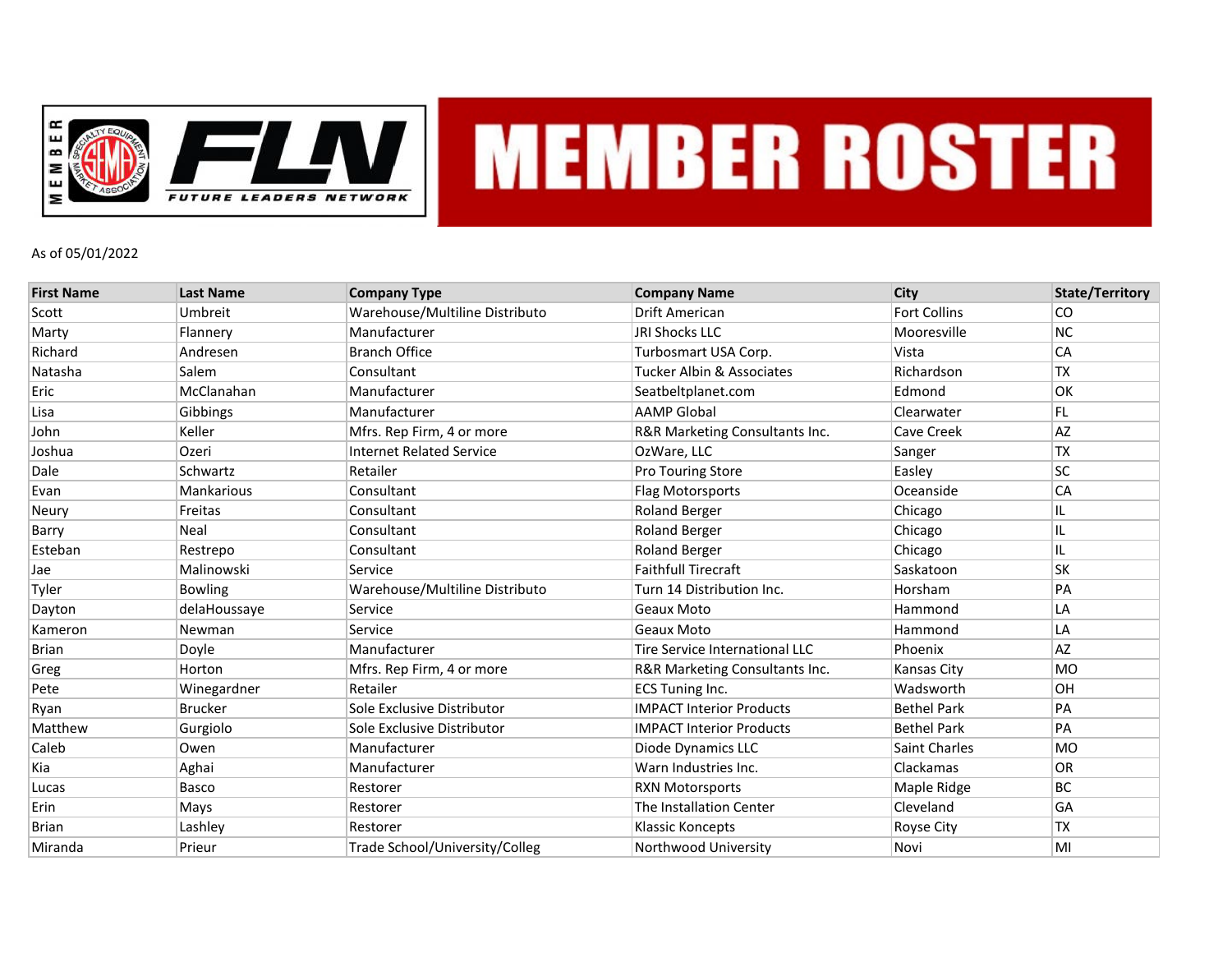# MEMBER ROSTER

FLN FUTURE LEADERS NETWORK

As of 05/01/2022

| First Name | Last Name | Company Type | Company Name | City | State/Territory |
|---|---|---|---|---|---|
| Scott | Umbreit | Warehouse/Multiline Distributo | Drift American | Fort Collins | CO |
| Marty | Flannery | Manufacturer | JRI Shocks LLC | Mooresville | NC |
| Richard | Andresen | Branch Office | Turbosmart USA Corp. | Vista | CA |
| Natasha | Salem | Consultant | Tucker Albin & Associates | Richardson | TX |
| Eric | McClanahan | Manufacturer | Seatbeltplanet.com | Edmond | OK |
| Lisa | Gibbings | Manufacturer | AAMP Global | Clearwater | FL |
| John | Keller | Mfrs. Rep Firm, 4 or more | R&R Marketing Consultants Inc. | Cave Creek | AZ |
| Joshua | Ozeri | Internet Related Service | OzWare, LLC | Sanger | TX |
| Dale | Schwartz | Retailer | Pro Touring Store | Easley | SC |
| Evan | Mankarious | Consultant | Flag Motorsports | Oceanside | CA |
| Neury | Freitas | Consultant | Roland Berger | Chicago | IL |
| Barry | Neal | Consultant | Roland Berger | Chicago | IL |
| Esteban | Restrepo | Consultant | Roland Berger | Chicago | IL |
| Jae | Malinowski | Service | Faithfull Tirecraft | Saskatoon | SK |
| Tyler | Bowling | Warehouse/Multiline Distributo | Turn 14 Distribution Inc. | Horsham | PA |
| Dayton | delaHoussaye | Service | Geaux Moto | Hammond | LA |
| Kameron | Newman | Service | Geaux Moto | Hammond | LA |
| Brian | Doyle | Manufacturer | Tire Service International LLC | Phoenix | AZ |
| Greg | Horton | Mfrs. Rep Firm, 4 or more | R&R Marketing Consultants Inc. | Kansas City | MO |
| Pete | Winegardner | Retailer | ECS Tuning Inc. | Wadsworth | OH |
| Ryan | Brucker | Sole Exclusive Distributor | IMPACT Interior Products | Bethel Park | PA |
| Matthew | Gurgiolo | Sole Exclusive Distributor | IMPACT Interior Products | Bethel Park | PA |
| Caleb | Owen | Manufacturer | Diode Dynamics LLC | Saint Charles | MO |
| Kia | Aghai | Manufacturer | Warn Industries Inc. | Clackamas | OR |
| Lucas | Basco | Restorer | RXN Motorsports | Maple Ridge | BC |
| Erin | Mays | Restorer | The Installation Center | Cleveland | GA |
| Brian | Lashley | Restorer | Klassic Koncepts | Royse City | TX |
| Miranda | Prieur | Trade School/University/Colleg | Northwood University | Novi | MI |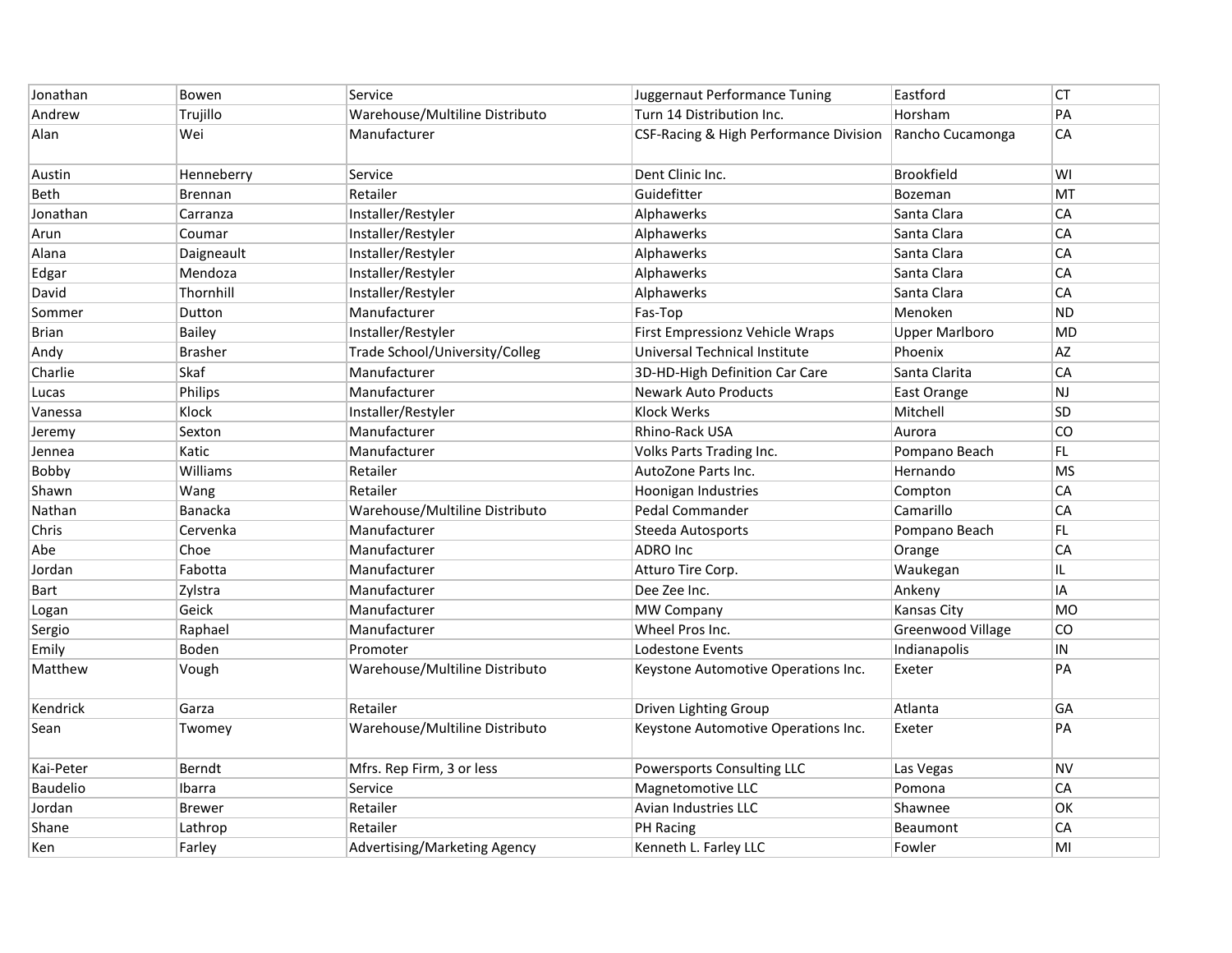| | | | | | |
|---|---|---|---|---|---|
| Jonathan | Bowen | Service | Juggernaut Performance Tuning | Eastford | CT |
| Andrew | Trujillo | Warehouse/Multiline Distributo | Turn 14 Distribution Inc. | Horsham | PA |
| Alan | Wei | Manufacturer | CSF-Racing & High Performance Division | Rancho Cucamonga | CA |
| Austin | Henneberry | Service | Dent Clinic Inc. | Brookfield | WI |
| Beth | Brennan | Retailer | Guidefitter | Bozeman | MT |
| Jonathan | Carranza | Installer/Restyler | Alphawerks | Santa Clara | CA |
| Arun | Coumar | Installer/Restyler | Alphawerks | Santa Clara | CA |
| Alana | Daigneault | Installer/Restyler | Alphawerks | Santa Clara | CA |
| Edgar | Mendoza | Installer/Restyler | Alphawerks | Santa Clara | CA |
| David | Thornhill | Installer/Restyler | Alphawerks | Santa Clara | CA |
| Sommer | Dutton | Manufacturer | Fas-Top | Menoken | ND |
| Brian | Bailey | Installer/Restyler | First Empressionz Vehicle Wraps | Upper Marlboro | MD |
| Andy | Brasher | Trade School/University/Colleg | Universal Technical Institute | Phoenix | AZ |
| Charlie | Skaf | Manufacturer | 3D-HD-High Definition Car Care | Santa Clarita | CA |
| Lucas | Philips | Manufacturer | Newark Auto Products | East Orange | NJ |
| Vanessa | Klock | Installer/Restyler | Klock Werks | Mitchell | SD |
| Jeremy | Sexton | Manufacturer | Rhino-Rack USA | Aurora | CO |
| Jennea | Katic | Manufacturer | Volks Parts Trading Inc. | Pompano Beach | FL |
| Bobby | Williams | Retailer | AutoZone Parts Inc. | Hernando | MS |
| Shawn | Wang | Retailer | Hoonigan Industries | Compton | CA |
| Nathan | Banacka | Warehouse/Multiline Distributo | Pedal Commander | Camarillo | CA |
| Chris | Cervenka | Manufacturer | Steeda Autosports | Pompano Beach | FL |
| Abe | Choe | Manufacturer | ADRO Inc | Orange | CA |
| Jordan | Fabotta | Manufacturer | Atturo Tire Corp. | Waukegan | IL |
| Bart | Zylstra | Manufacturer | Dee Zee Inc. | Ankeny | IA |
| Logan | Geick | Manufacturer | MW Company | Kansas City | MO |
| Sergio | Raphael | Manufacturer | Wheel Pros Inc. | Greenwood Village | CO |
| Emily | Boden | Promoter | Lodestone Events | Indianapolis | IN |
| Matthew | Vough | Warehouse/Multiline Distributo | Keystone Automotive Operations Inc. | Exeter | PA |
| Kendrick | Garza | Retailer | Driven Lighting Group | Atlanta | GA |
| Sean | Twomey | Warehouse/Multiline Distributo | Keystone Automotive Operations Inc. | Exeter | PA |
| Kai-Peter | Berndt | Mfrs. Rep Firm, 3 or less | Powersports Consulting LLC | Las Vegas | NV |
| Baudelio | Ibarra | Service | Magnetomotive LLC | Pomona | CA |
| Jordan | Brewer | Retailer | Avian Industries LLC | Shawnee | OK |
| Shane | Lathrop | Retailer | PH Racing | Beaumont | CA |
| Ken | Farley | Advertising/Marketing Agency | Kenneth L. Farley LLC | Fowler | MI |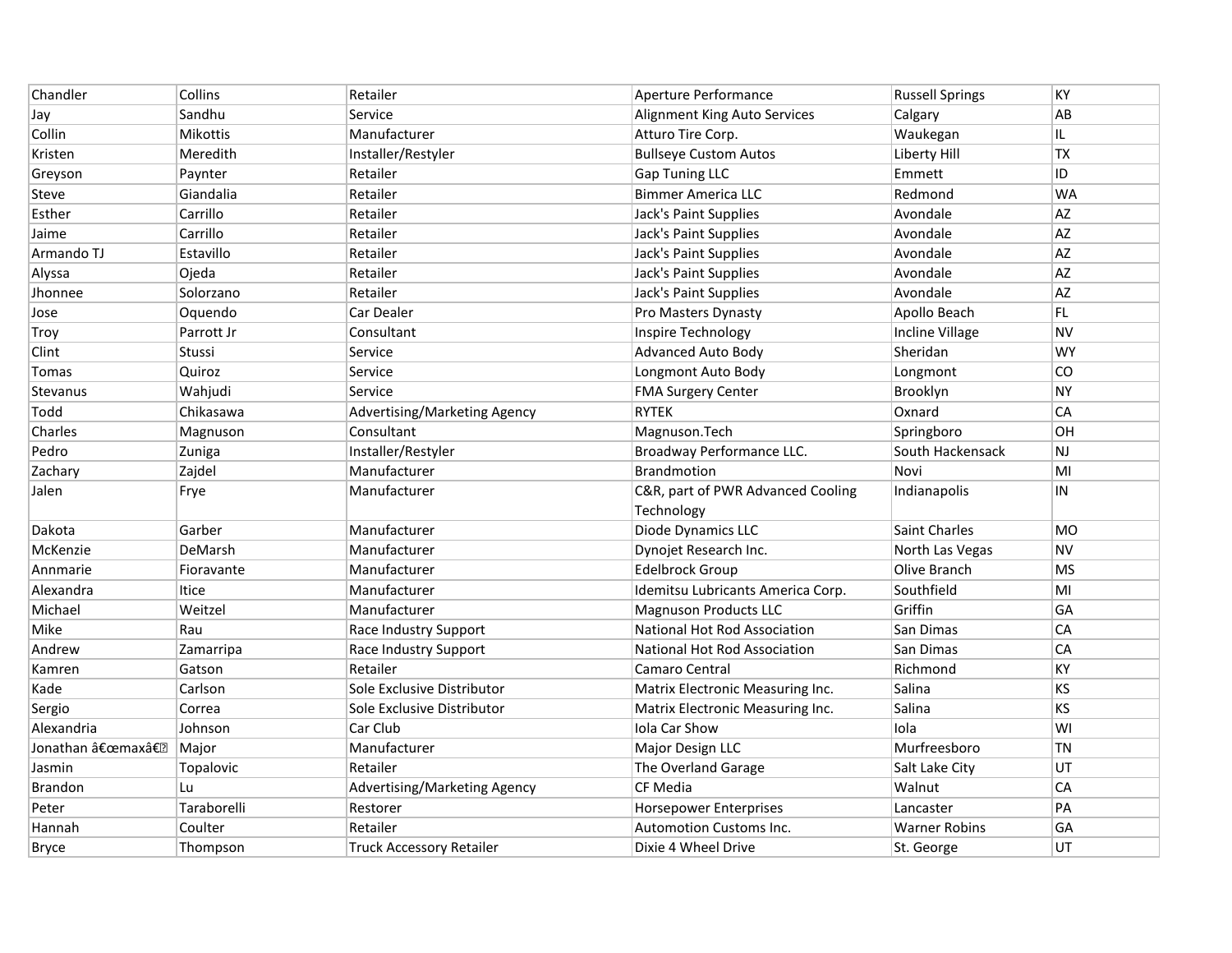| | | | | | |
|---|---|---|---|---|---|
| Chandler | Collins | Retailer | Aperture Performance | Russell Springs | KY |
| Jay | Sandhu | Service | Alignment King Auto Services | Calgary | AB |
| Collin | Mikottis | Manufacturer | Atturo Tire Corp. | Waukegan | IL |
| Kristen | Meredith | Installer/Restyler | Bullseye Custom Autos | Liberty Hill | TX |
| Greyson | Paynter | Retailer | Gap Tuning LLC | Emmett | ID |
| Steve | Giandalia | Retailer | Bimmer America LLC | Redmond | WA |
| Esther | Carrillo | Retailer | Jack's Paint Supplies | Avondale | AZ |
| Jaime | Carrillo | Retailer | Jack's Paint Supplies | Avondale | AZ |
| Armando TJ | Estavillo | Retailer | Jack's Paint Supplies | Avondale | AZ |
| Alyssa | Ojeda | Retailer | Jack's Paint Supplies | Avondale | AZ |
| Jhonnee | Solorzano | Retailer | Jack's Paint Supplies | Avondale | AZ |
| Jose | Oquendo | Car Dealer | Pro Masters Dynasty | Apollo Beach | FL |
| Troy | Parrott Jr | Consultant | Inspire Technology | Incline Village | NV |
| Clint | Stussi | Service | Advanced Auto Body | Sheridan | WY |
| Tomas | Quiroz | Service | Longmont Auto Body | Longmont | CO |
| Stevanus | Wahjudi | Service | FMA Surgery Center | Brooklyn | NY |
| Todd | Chikasawa | Advertising/Marketing Agency | RYTEK | Oxnard | CA |
| Charles | Magnuson | Consultant | Magnuson.Tech | Springboro | OH |
| Pedro | Zuniga | Installer/Restyler | Broadway Performance LLC. | South Hackensack | NJ |
| Zachary | Zajdel | Manufacturer | Brandmotion | Novi | MI |
| Jalen | Frye | Manufacturer | C&R, part of PWR Advanced Cooling Technology | Indianapolis | IN |
| Dakota | Garber | Manufacturer | Diode Dynamics LLC | Saint Charles | MO |
| McKenzie | DeMarsh | Manufacturer | Dynojet Research Inc. | North Las Vegas | NV |
| Annmarie | Fioravante | Manufacturer | Edelbrock Group | Olive Branch | MS |
| Alexandra | Itice | Manufacturer | Idemitsu Lubricants America Corp. | Southfield | MI |
| Michael | Weitzel | Manufacturer | Magnuson Products LLC | Griffin | GA |
| Mike | Rau | Race Industry Support | National Hot Rod Association | San Dimas | CA |
| Andrew | Zamarripa | Race Industry Support | National Hot Rod Association | San Dimas | CA |
| Kamren | Gatson | Retailer | Camaro Central | Richmond | KY |
| Kade | Carlson | Sole Exclusive Distributor | Matrix Electronic Measuring Inc. | Salina | KS |
| Sergio | Correa | Sole Exclusive Distributor | Matrix Electronic Measuring Inc. | Salina | KS |
| Alexandria | Johnson | Car Club | Iola Car Show | Iola | WI |
| Jonathan â€œmaxâ€� | Major | Manufacturer | Major Design LLC | Murfreesboro | TN |
| Jasmin | Topalovic | Retailer | The Overland Garage | Salt Lake City | UT |
| Brandon | Lu | Advertising/Marketing Agency | CF Media | Walnut | CA |
| Peter | Taraborelli | Restorer | Horsepower Enterprises | Lancaster | PA |
| Hannah | Coulter | Retailer | Automotion Customs Inc. | Warner Robins | GA |
| Bryce | Thompson | Truck Accessory Retailer | Dixie 4 Wheel Drive | St. George | UT |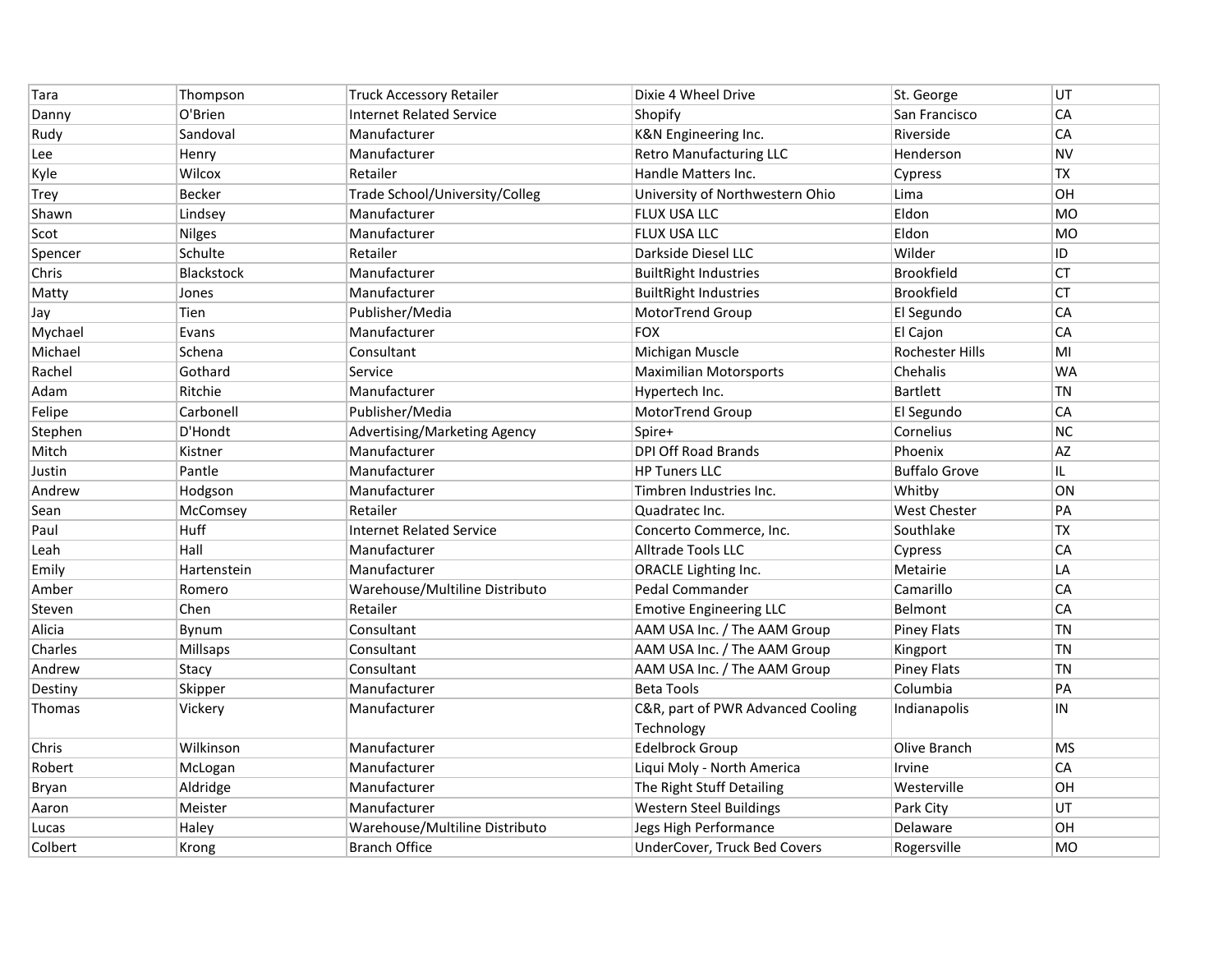| Tara | Thompson | Truck Accessory Retailer | Dixie 4 Wheel Drive | St. George | UT |
|---|---|---|---|---|---|
| Danny | O'Brien | Internet Related Service | Shopify | San Francisco | CA |
| Rudy | Sandoval | Manufacturer | K&N Engineering Inc. | Riverside | CA |
| Lee | Henry | Manufacturer | Retro Manufacturing LLC | Henderson | NV |
| Kyle | Wilcox | Retailer | Handle Matters Inc. | Cypress | TX |
| Trey | Becker | Trade School/University/Colleg | University of Northwestern Ohio | Lima | OH |
| Shawn | Lindsey | Manufacturer | FLUX USA LLC | Eldon | MO |
| Scot | Nilges | Manufacturer | FLUX USA LLC | Eldon | MO |
| Spencer | Schulte | Retailer | Darkside Diesel LLC | Wilder | ID |
| Chris | Blackstock | Manufacturer | BuiltRight Industries | Brookfield | CT |
| Matty | Jones | Manufacturer | BuiltRight Industries | Brookfield | CT |
| Jay | Tien | Publisher/Media | MotorTrend Group | El Segundo | CA |
| Mychael | Evans | Manufacturer | FOX | El Cajon | CA |
| Michael | Schena | Consultant | Michigan Muscle | Rochester Hills | MI |
| Rachel | Gothard | Service | Maximilian Motorsports | Chehalis | WA |
| Adam | Ritchie | Manufacturer | Hypertech Inc. | Bartlett | TN |
| Felipe | Carbonell | Publisher/Media | MotorTrend Group | El Segundo | CA |
| Stephen | D'Hondt | Advertising/Marketing Agency | Spire+ | Cornelius | NC |
| Mitch | Kistner | Manufacturer | DPI Off Road Brands | Phoenix | AZ |
| Justin | Pantle | Manufacturer | HP Tuners LLC | Buffalo Grove | IL |
| Andrew | Hodgson | Manufacturer | Timbren Industries Inc. | Whitby | ON |
| Sean | McComsey | Retailer | Quadratec Inc. | West Chester | PA |
| Paul | Huff | Internet Related Service | Concerto Commerce, Inc. | Southlake | TX |
| Leah | Hall | Manufacturer | Alltrade Tools LLC | Cypress | CA |
| Emily | Hartenstein | Manufacturer | ORACLE Lighting Inc. | Metairie | LA |
| Amber | Romero | Warehouse/Multiline Distributo | Pedal Commander | Camarillo | CA |
| Steven | Chen | Retailer | Emotive Engineering LLC | Belmont | CA |
| Alicia | Bynum | Consultant | AAM USA Inc. / The AAM Group | Piney Flats | TN |
| Charles | Millsaps | Consultant | AAM USA Inc. / The AAM Group | Kingport | TN |
| Andrew | Stacy | Consultant | AAM USA Inc. / The AAM Group | Piney Flats | TN |
| Destiny | Skipper | Manufacturer | Beta Tools | Columbia | PA |
| Thomas | Vickery | Manufacturer | C&R, part of PWR Advanced Cooling Technology | Indianapolis | IN |
| Chris | Wilkinson | Manufacturer | Edelbrock Group | Olive Branch | MS |
| Robert | McLogan | Manufacturer | Liqui Moly - North America | Irvine | CA |
| Bryan | Aldridge | Manufacturer | The Right Stuff Detailing | Westerville | OH |
| Aaron | Meister | Manufacturer | Western Steel Buildings | Park City | UT |
| Lucas | Haley | Warehouse/Multiline Distributo | Jegs High Performance | Delaware | OH |
| Colbert | Krong | Branch Office | UnderCover, Truck Bed Covers | Rogersville | MO |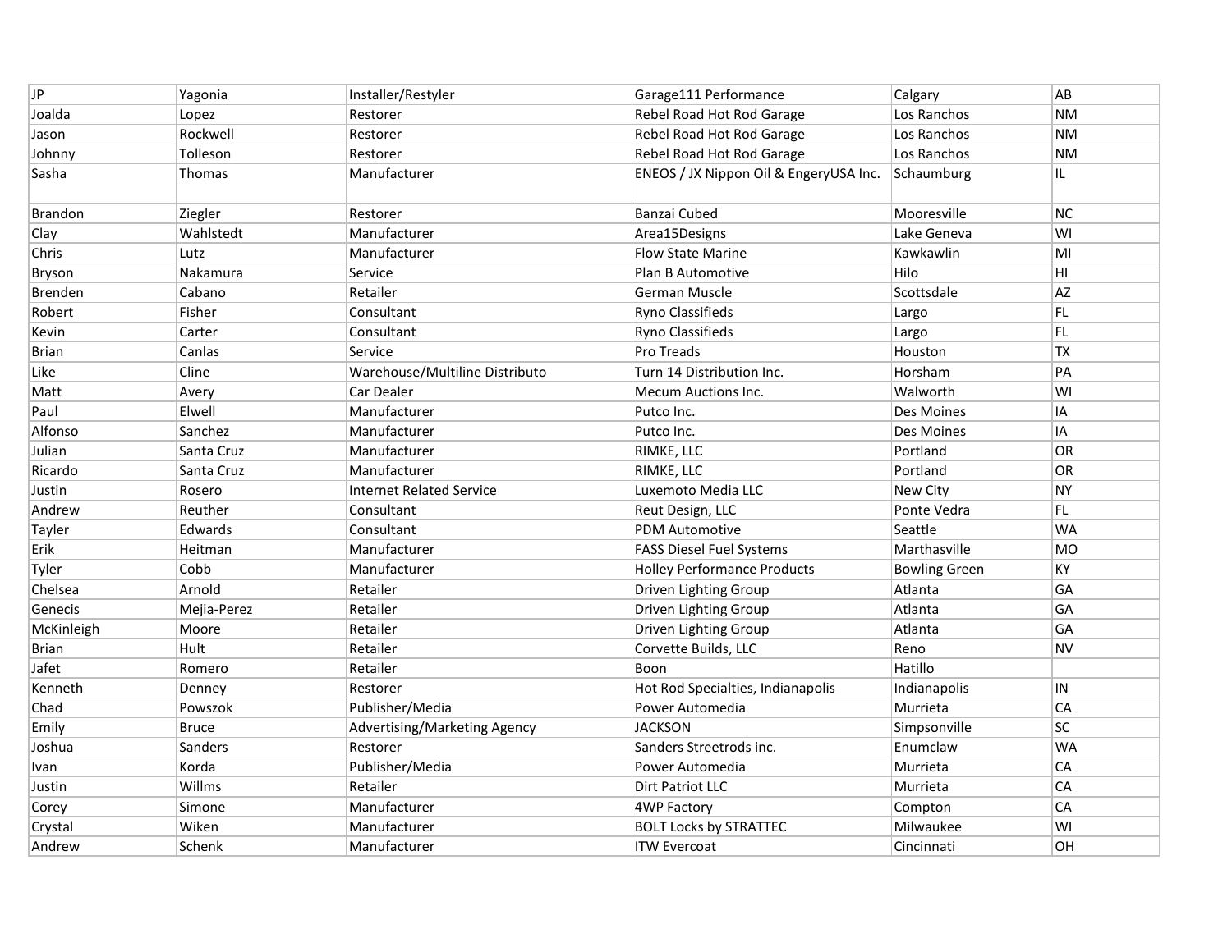| JP | Yagonia | Installer/Restyler | Garage111 Performance | Calgary | AB |
|---|---|---|---|---|---|
| Joalda | Lopez | Restorer | Rebel Road Hot Rod Garage | Los Ranchos | NM |
| Jason | Rockwell | Restorer | Rebel Road Hot Rod Garage | Los Ranchos | NM |
| Johnny | Tolleson | Restorer | Rebel Road Hot Rod Garage | Los Ranchos | NM |
| Sasha | Thomas | Manufacturer | ENEOS / JX Nippon Oil & EngeryUSA Inc. | Schaumburg | IL |
| Brandon | Ziegler | Restorer | Banzai Cubed | Mooresville | NC |
| Clay | Wahlstedt | Manufacturer | Area15Designs | Lake Geneva | WI |
| Chris | Lutz | Manufacturer | Flow State Marine | Kawkawlin | MI |
| Bryson | Nakamura | Service | Plan B Automotive | Hilo | HI |
| Brenden | Cabano | Retailer | German Muscle | Scottsdale | AZ |
| Robert | Fisher | Consultant | Ryno Classifieds | Largo | FL |
| Kevin | Carter | Consultant | Ryno Classifieds | Largo | FL |
| Brian | Canlas | Service | Pro Treads | Houston | TX |
| Like | Cline | Warehouse/Multiline Distributo | Turn 14 Distribution Inc. | Horsham | PA |
| Matt | Avery | Car Dealer | Mecum Auctions Inc. | Walworth | WI |
| Paul | Elwell | Manufacturer | Putco Inc. | Des Moines | IA |
| Alfonso | Sanchez | Manufacturer | Putco Inc. | Des Moines | IA |
| Julian | Santa Cruz | Manufacturer | RIMKE, LLC | Portland | OR |
| Ricardo | Santa Cruz | Manufacturer | RIMKE, LLC | Portland | OR |
| Justin | Rosero | Internet Related Service | Luxemoto Media LLC | New City | NY |
| Andrew | Reuther | Consultant | Reut Design, LLC | Ponte Vedra | FL |
| Tayler | Edwards | Consultant | PDM Automotive | Seattle | WA |
| Erik | Heitman | Manufacturer | FASS Diesel Fuel Systems | Marthasville | MO |
| Tyler | Cobb | Manufacturer | Holley Performance Products | Bowling Green | KY |
| Chelsea | Arnold | Retailer | Driven Lighting Group | Atlanta | GA |
| Genecis | Mejia-Perez | Retailer | Driven Lighting Group | Atlanta | GA |
| McKinleigh | Moore | Retailer | Driven Lighting Group | Atlanta | GA |
| Brian | Hult | Retailer | Corvette Builds, LLC | Reno | NV |
| Jafet | Romero | Retailer | Boon | Hatillo | |
| Kenneth | Denney | Restorer | Hot Rod Specialties, Indianapolis | Indianapolis | IN |
| Chad | Powszok | Publisher/Media | Power Automedia | Murrieta | CA |
| Emily | Bruce | Advertising/Marketing Agency | JACKSON | Simpsonville | SC |
| Joshua | Sanders | Restorer | Sanders Streetrods inc. | Enumclaw | WA |
| Ivan | Korda | Publisher/Media | Power Automedia | Murrieta | CA |
| Justin | Willms | Retailer | Dirt Patriot LLC | Murrieta | CA |
| Corey | Simone | Manufacturer | 4WP Factory | Compton | CA |
| Crystal | Wiken | Manufacturer | BOLT Locks by STRATTEC | Milwaukee | WI |
| Andrew | Schenk | Manufacturer | ITW Evercoat | Cincinnati | OH |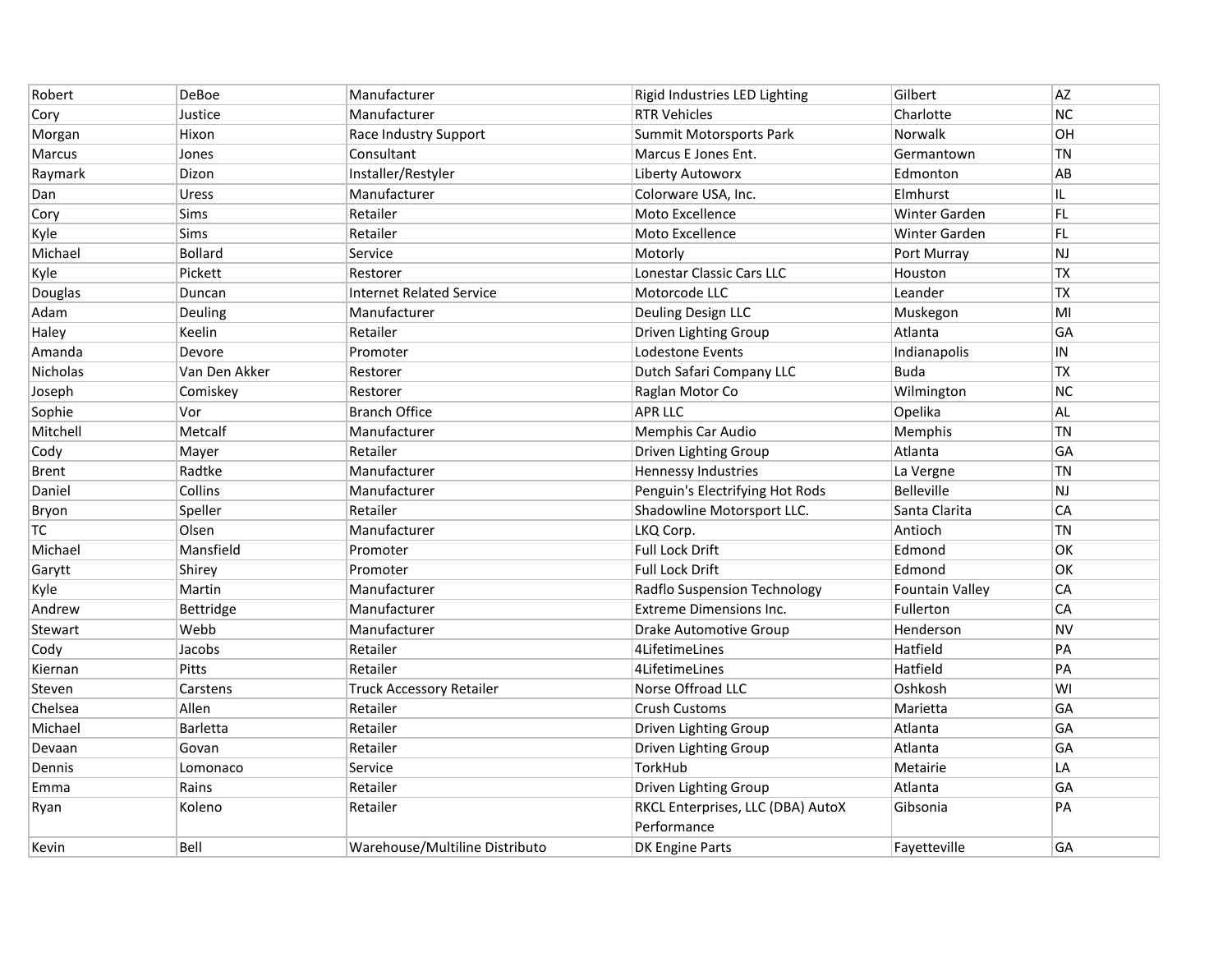| Robert | DeBoe | Manufacturer | Rigid Industries LED Lighting | Gilbert | AZ |
|---|---|---|---|---|---|
| Cory | Justice | Manufacturer | RTR Vehicles | Charlotte | NC |
| Morgan | Hixon | Race Industry Support | Summit Motorsports Park | Norwalk | OH |
| Marcus | Jones | Consultant | Marcus E Jones Ent. | Germantown | TN |
| Raymark | Dizon | Installer/Restyler | Liberty Autoworx | Edmonton | AB |
| Dan | Uress | Manufacturer | Colorware USA, Inc. | Elmhurst | IL |
| Cory | Sims | Retailer | Moto Excellence | Winter Garden | FL |
| Kyle | Sims | Retailer | Moto Excellence | Winter Garden | FL |
| Michael | Bollard | Service | Motorly | Port Murray | NJ |
| Kyle | Pickett | Restorer | Lonestar Classic Cars LLC | Houston | TX |
| Douglas | Duncan | Internet Related Service | Motorcode LLC | Leander | TX |
| Adam | Deuling | Manufacturer | Deuling Design LLC | Muskegon | MI |
| Haley | Keelin | Retailer | Driven Lighting Group | Atlanta | GA |
| Amanda | Devore | Promoter | Lodestone Events | Indianapolis | IN |
| Nicholas | Van Den Akker | Restorer | Dutch Safari Company LLC | Buda | TX |
| Joseph | Comiskey | Restorer | Raglan Motor Co | Wilmington | NC |
| Sophie | Vor | Branch Office | APR LLC | Opelika | AL |
| Mitchell | Metcalf | Manufacturer | Memphis Car Audio | Memphis | TN |
| Cody | Mayer | Retailer | Driven Lighting Group | Atlanta | GA |
| Brent | Radtke | Manufacturer | Hennessy Industries | La Vergne | TN |
| Daniel | Collins | Manufacturer | Penguin's Electrifying Hot Rods | Belleville | NJ |
| Bryon | Speller | Retailer | Shadowline Motorsport LLC. | Santa Clarita | CA |
| TC | Olsen | Manufacturer | LKQ Corp. | Antioch | TN |
| Michael | Mansfield | Promoter | Full Lock Drift | Edmond | OK |
| Garytt | Shirey | Promoter | Full Lock Drift | Edmond | OK |
| Kyle | Martin | Manufacturer | Radflo Suspension Technology | Fountain Valley | CA |
| Andrew | Bettridge | Manufacturer | Extreme Dimensions Inc. | Fullerton | CA |
| Stewart | Webb | Manufacturer | Drake Automotive Group | Henderson | NV |
| Cody | Jacobs | Retailer | 4LifetimeLines | Hatfield | PA |
| Kiernan | Pitts | Retailer | 4LifetimeLines | Hatfield | PA |
| Steven | Carstens | Truck Accessory Retailer | Norse Offroad LLC | Oshkosh | WI |
| Chelsea | Allen | Retailer | Crush Customs | Marietta | GA |
| Michael | Barletta | Retailer | Driven Lighting Group | Atlanta | GA |
| Devaan | Govan | Retailer | Driven Lighting Group | Atlanta | GA |
| Dennis | Lomonaco | Service | TorkHub | Metairie | LA |
| Emma | Rains | Retailer | Driven Lighting Group | Atlanta | GA |
| Ryan | Koleno | Retailer | RKCL Enterprises, LLC (DBA) AutoX Performance | Gibsonia | PA |
| Kevin | Bell | Warehouse/Multiline Distributo | DK Engine Parts | Fayetteville | GA |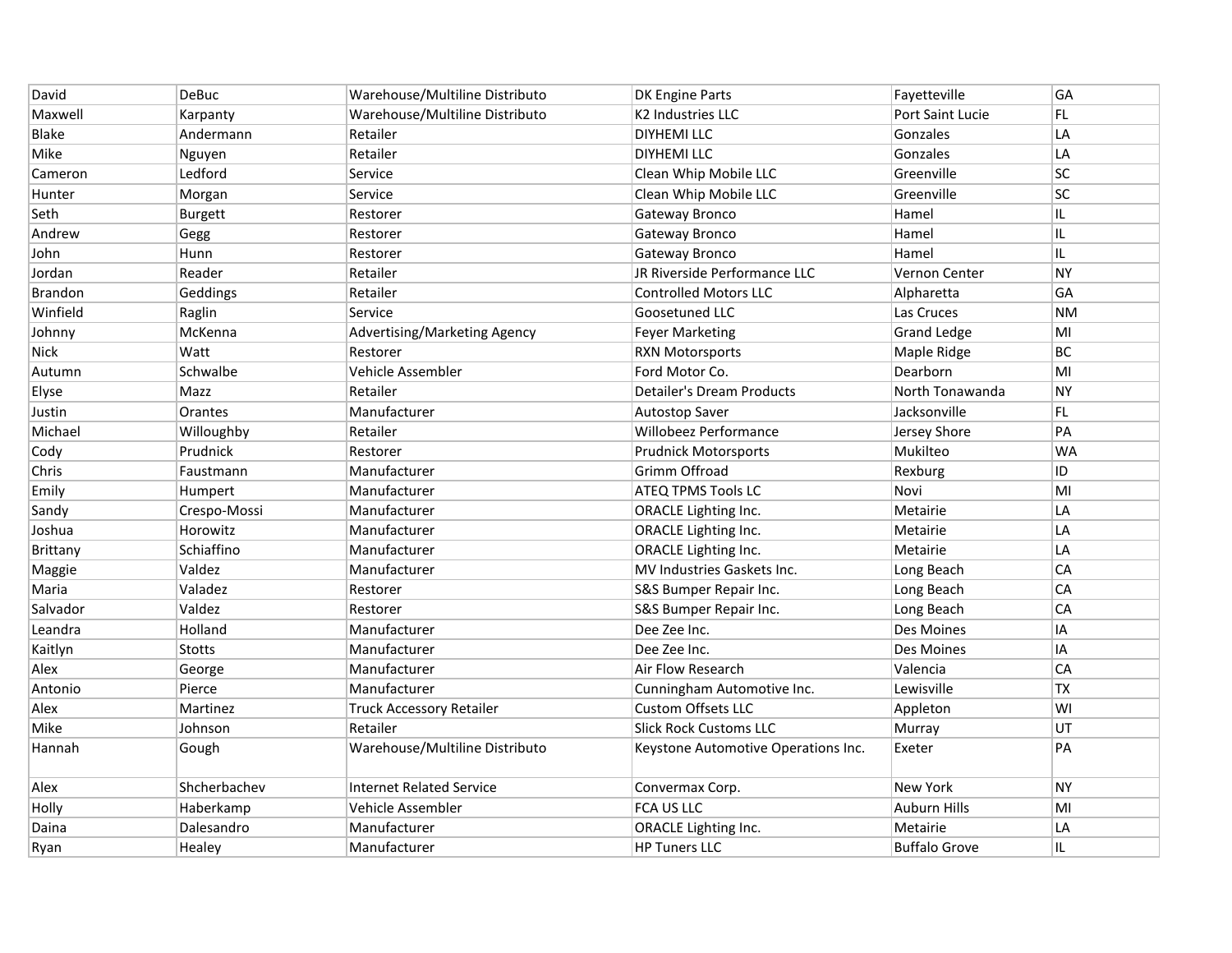| | | | | | |
|---|---|---|---|---|---|
| David | DeBuc | Warehouse/Multiline Distributo | DK Engine Parts | Fayetteville | GA |
| Maxwell | Karpanty | Warehouse/Multiline Distributo | K2 Industries LLC | Port Saint Lucie | FL |
| Blake | Andermann | Retailer | DIYHEMI LLC | Gonzales | LA |
| Mike | Nguyen | Retailer | DIYHEMI LLC | Gonzales | LA |
| Cameron | Ledford | Service | Clean Whip Mobile LLC | Greenville | SC |
| Hunter | Morgan | Service | Clean Whip Mobile LLC | Greenville | SC |
| Seth | Burgett | Restorer | Gateway Bronco | Hamel | IL |
| Andrew | Gegg | Restorer | Gateway Bronco | Hamel | IL |
| John | Hunn | Restorer | Gateway Bronco | Hamel | IL |
| Jordan | Reader | Retailer | JR Riverside Performance LLC | Vernon Center | NY |
| Brandon | Geddings | Retailer | Controlled Motors LLC | Alpharetta | GA |
| Winfield | Raglin | Service | Goosetuned LLC | Las Cruces | NM |
| Johnny | McKenna | Advertising/Marketing Agency | Feyer Marketing | Grand Ledge | MI |
| Nick | Watt | Restorer | RXN Motorsports | Maple Ridge | BC |
| Autumn | Schwalbe | Vehicle Assembler | Ford Motor Co. | Dearborn | MI |
| Elyse | Mazz | Retailer | Detailer's Dream Products | North Tonawanda | NY |
| Justin | Orantes | Manufacturer | Autostop Saver | Jacksonville | FL |
| Michael | Willoughby | Retailer | Willobeez Performance | Jersey Shore | PA |
| Cody | Prudnick | Restorer | Prudnick Motorsports | Mukilteo | WA |
| Chris | Faustmann | Manufacturer | Grimm Offroad | Rexburg | ID |
| Emily | Humpert | Manufacturer | ATEQ TPMS Tools LLC | Novi | MI |
| Sandy | Crespo-Mossi | Manufacturer | ORACLE Lighting Inc. | Metairie | LA |
| Joshua | Horowitz | Manufacturer | ORACLE Lighting Inc. | Metairie | LA |
| Brittany | Schiaffino | Manufacturer | ORACLE Lighting Inc. | Metairie | LA |
| Maggie | Valdez | Manufacturer | MV Industries Gaskets Inc. | Long Beach | CA |
| Maria | Valadez | Restorer | S&S Bumper Repair Inc. | Long Beach | CA |
| Salvador | Valdez | Restorer | S&S Bumper Repair Inc. | Long Beach | CA |
| Leandra | Holland | Manufacturer | Dee Zee Inc. | Des Moines | IA |
| Kaitlyn | Stotts | Manufacturer | Dee Zee Inc. | Des Moines | IA |
| Alex | George | Manufacturer | Air Flow Research | Valencia | CA |
| Antonio | Pierce | Manufacturer | Cunningham Automotive Inc. | Lewisville | TX |
| Alex | Martinez | Truck Accessory Retailer | Custom Offsets LLC | Appleton | WI |
| Mike | Johnson | Retailer | Slick Rock Customs LLC | Murray | UT |
| Hannah | Gough | Warehouse/Multiline Distributo | Keystone Automotive Operations Inc. | Exeter | PA |
| Alex | Shcherbachev | Internet Related Service | Convermax Corp. | New York | NY |
| Holly | Haberkamp | Vehicle Assembler | FCA US LLC | Auburn Hills | MI |
| Daina | Dalesandro | Manufacturer | ORACLE Lighting Inc. | Metairie | LA |
| Ryan | Healey | Manufacturer | HP Tuners LLC | Buffalo Grove | IL |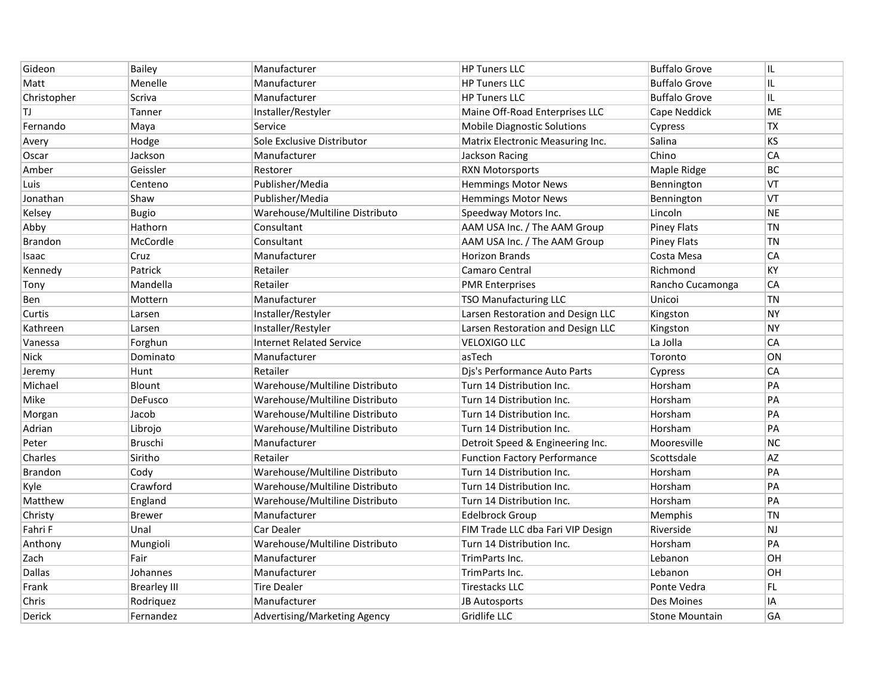| | | | | | |
|---|---|---|---|---|---|
| Gideon | Bailey | Manufacturer | HP Tuners LLC | Buffalo Grove | IL |
| Matt | Menelle | Manufacturer | HP Tuners LLC | Buffalo Grove | IL |
| Christopher | Scriva | Manufacturer | HP Tuners LLC | Buffalo Grove | IL |
| TJ | Tanner | Installer/Restyler | Maine Off-Road Enterprises LLC | Cape Neddick | ME |
| Fernando | Maya | Service | Mobile Diagnostic Solutions | Cypress | TX |
| Avery | Hodge | Sole Exclusive Distributor | Matrix Electronic Measuring Inc. | Salina | KS |
| Oscar | Jackson | Manufacturer | Jackson Racing | Chino | CA |
| Amber | Geissler | Restorer | RXN Motorsports | Maple Ridge | BC |
| Luis | Centeno | Publisher/Media | Hemmings Motor News | Bennington | VT |
| Jonathan | Shaw | Publisher/Media | Hemmings Motor News | Bennington | VT |
| Kelsey | Bugio | Warehouse/Multiline Distributo | Speedway Motors Inc. | Lincoln | NE |
| Abby | Hathorn | Consultant | AAM USA Inc. / The AAM Group | Piney Flats | TN |
| Brandon | McCordle | Consultant | AAM USA Inc. / The AAM Group | Piney Flats | TN |
| Isaac | Cruz | Manufacturer | Horizon Brands | Costa Mesa | CA |
| Kennedy | Patrick | Retailer | Camaro Central | Richmond | KY |
| Tony | Mandella | Retailer | PMR Enterprises | Rancho Cucamonga | CA |
| Ben | Mottern | Manufacturer | TSO Manufacturing LLC | Unicoi | TN |
| Curtis | Larsen | Installer/Restyler | Larsen Restoration and Design LLC | Kingston | NY |
| Kathreen | Larsen | Installer/Restyler | Larsen Restoration and Design LLC | Kingston | NY |
| Vanessa | Forghun | Internet Related Service | VELOXIGO LLC | La Jolla | CA |
| Nick | Dominato | Manufacturer | asTech | Toronto | ON |
| Jeremy | Hunt | Retailer | Djs's Performance Auto Parts | Cypress | CA |
| Michael | Blount | Warehouse/Multiline Distributo | Turn 14 Distribution Inc. | Horsham | PA |
| Mike | DeFusco | Warehouse/Multiline Distributo | Turn 14 Distribution Inc. | Horsham | PA |
| Morgan | Jacob | Warehouse/Multiline Distributo | Turn 14 Distribution Inc. | Horsham | PA |
| Adrian | Librojo | Warehouse/Multiline Distributo | Turn 14 Distribution Inc. | Horsham | PA |
| Peter | Bruschi | Manufacturer | Detroit Speed & Engineering Inc. | Mooresville | NC |
| Charles | Siritho | Retailer | Function Factory Performance | Scottsdale | AZ |
| Brandon | Cody | Warehouse/Multiline Distributo | Turn 14 Distribution Inc. | Horsham | PA |
| Kyle | Crawford | Warehouse/Multiline Distributo | Turn 14 Distribution Inc. | Horsham | PA |
| Matthew | England | Warehouse/Multiline Distributo | Turn 14 Distribution Inc. | Horsham | PA |
| Christy | Brewer | Manufacturer | Edelbrock Group | Memphis | TN |
| Fahri F | Unal | Car Dealer | FIM Trade LLC dba Fari VIP Design | Riverside | NJ |
| Anthony | Mungioli | Warehouse/Multiline Distributo | Turn 14 Distribution Inc. | Horsham | PA |
| Zach | Fair | Manufacturer | TrimParts Inc. | Lebanon | OH |
| Dallas | Johannes | Manufacturer | TrimParts Inc. | Lebanon | OH |
| Frank | Brearley III | Tire Dealer | Tirestacks LLC | Ponte Vedra | FL |
| Chris | Rodriquez | Manufacturer | JB Autosports | Des Moines | IA |
| Derick | Fernandez | Advertising/Marketing Agency | Gridlife LLC | Stone Mountain | GA |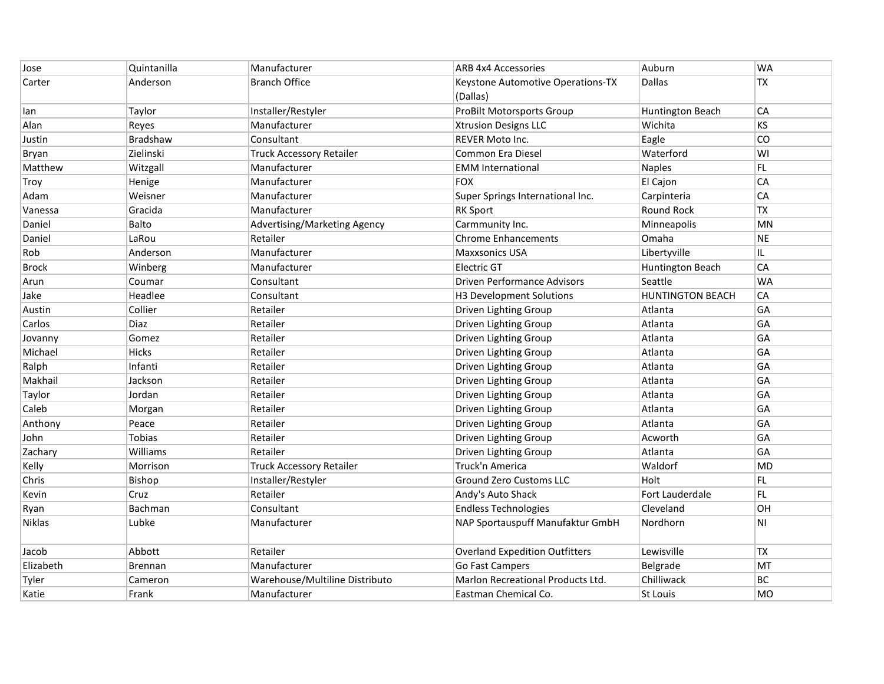| Jose | Quintanilla | Manufacturer | ARB 4x4 Accessories | Auburn | WA |
|---|---|---|---|---|---|
| Carter | Anderson | Branch Office | Keystone Automotive Operations-TX (Dallas) | Dallas | TX |
| Ian | Taylor | Installer/Restyler | ProBilt Motorsports Group | Huntington Beach | CA |
| Alan | Reyes | Manufacturer | Xtrusion Designs LLC | Wichita | KS |
| Justin | Bradshaw | Consultant | REVER Moto Inc. | Eagle | CO |
| Bryan | Zielinski | Truck Accessory Retailer | Common Era Diesel | Waterford | WI |
| Matthew | Witzgall | Manufacturer | EMM International | Naples | FL |
| Troy | Henige | Manufacturer | FOX | El Cajon | CA |
| Adam | Weisner | Manufacturer | Super Springs International Inc. | Carpinteria | CA |
| Vanessa | Gracida | Manufacturer | RK Sport | Round Rock | TX |
| Daniel | Balto | Advertising/Marketing Agency | Carmmunity Inc. | Minneapolis | MN |
| Daniel | LaRou | Retailer | Chrome Enhancements | Omaha | NE |
| Rob | Anderson | Manufacturer | Maxxsonics USA | Libertyville | IL |
| Brock | Winberg | Manufacturer | Electric GT | Huntington Beach | CA |
| Arun | Coumar | Consultant | Driven Performance Advisors | Seattle | WA |
| Jake | Headlee | Consultant | H3 Development Solutions | HUNTINGTON BEACH | CA |
| Austin | Collier | Retailer | Driven Lighting Group | Atlanta | GA |
| Carlos | Diaz | Retailer | Driven Lighting Group | Atlanta | GA |
| Jovanny | Gomez | Retailer | Driven Lighting Group | Atlanta | GA |
| Michael | Hicks | Retailer | Driven Lighting Group | Atlanta | GA |
| Ralph | Infanti | Retailer | Driven Lighting Group | Atlanta | GA |
| Makhail | Jackson | Retailer | Driven Lighting Group | Atlanta | GA |
| Taylor | Jordan | Retailer | Driven Lighting Group | Atlanta | GA |
| Caleb | Morgan | Retailer | Driven Lighting Group | Atlanta | GA |
| Anthony | Peace | Retailer | Driven Lighting Group | Atlanta | GA |
| John | Tobias | Retailer | Driven Lighting Group | Acworth | GA |
| Zachary | Williams | Retailer | Driven Lighting Group | Atlanta | GA |
| Kelly | Morrison | Truck Accessory Retailer | Truck'n America | Waldorf | MD |
| Chris | Bishop | Installer/Restyler | Ground Zero Customs LLC | Holt | FL |
| Kevin | Cruz | Retailer | Andy's Auto Shack | Fort Lauderdale | FL |
| Ryan | Bachman | Consultant | Endless Technologies | Cleveland | OH |
| Niklas | Lubke | Manufacturer | NAP Sportauspuff Manufaktur GmbH | Nordhorn | NI |
| Jacob | Abbott | Retailer | Overland Expedition Outfitters | Lewisville | TX |
| Elizabeth | Brennan | Manufacturer | Go Fast Campers | Belgrade | MT |
| Tyler | Cameron | Warehouse/Multiline Distributo | Marlon Recreational Products Ltd. | Chilliwack | BC |
| Katie | Frank | Manufacturer | Eastman Chemical Co. | St Louis | MO |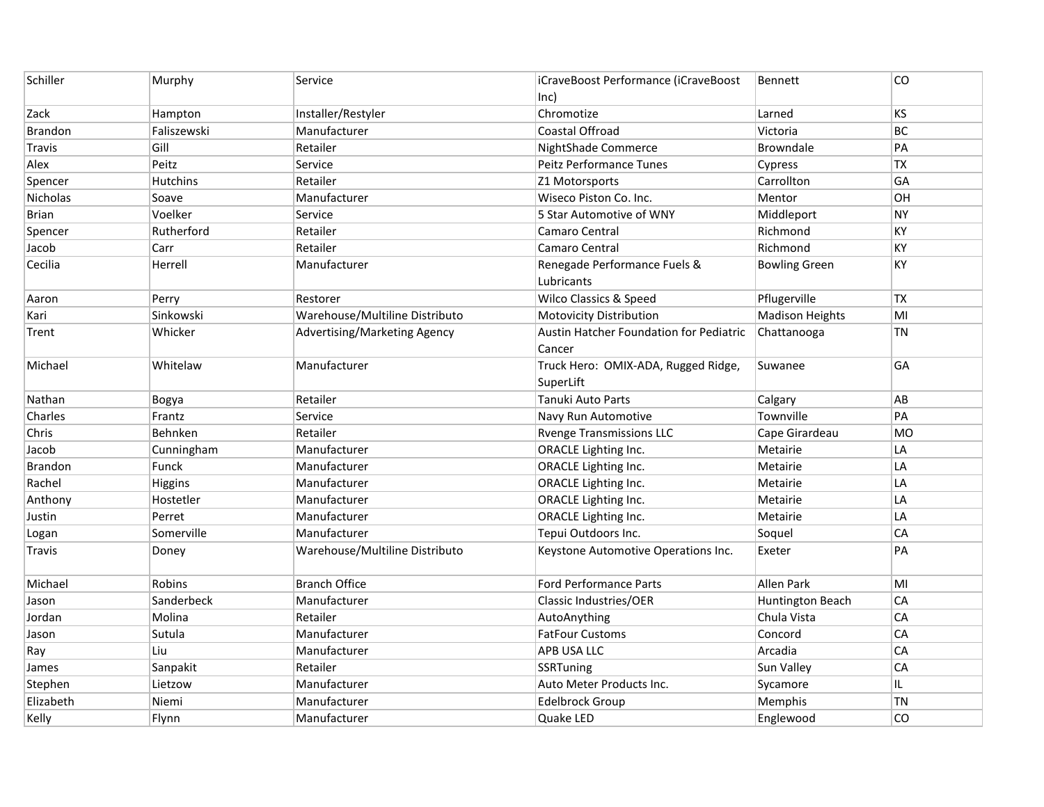| | | | | | |
|---|---|---|---|---|---|
| Schiller | Murphy | Service | iCraveBoost Performance (iCraveBoost Inc) | Bennett | CO |
| Zack | Hampton | Installer/Restyler | Chromotize | Larned | KS |
| Brandon | Faliszewski | Manufacturer | Coastal Offroad | Victoria | BC |
| Travis | Gill | Retailer | NightShade Commerce | Browndale | PA |
| Alex | Peitz | Service | Peitz Performance Tunes | Cypress | TX |
| Spencer | Hutchins | Retailer | Z1 Motorsports | Carrollton | GA |
| Nicholas | Soave | Manufacturer | Wiseco Piston Co. Inc. | Mentor | OH |
| Brian | Voelker | Service | 5 Star Automotive of WNY | Middleport | NY |
| Spencer | Rutherford | Retailer | Camaro Central | Richmond | KY |
| Jacob | Carr | Retailer | Camaro Central | Richmond | KY |
| Cecilia | Herrell | Manufacturer | Renegade Performance Fuels & Lubricants | Bowling Green | KY |
| Aaron | Perry | Restorer | Wilco Classics & Speed | Pflugerville | TX |
| Kari | Sinkowski | Warehouse/Multiline Distributo | Motovicity Distribution | Madison Heights | MI |
| Trent | Whicker | Advertising/Marketing Agency | Austin Hatcher Foundation for Pediatric Cancer | Chattanooga | TN |
| Michael | Whitelaw | Manufacturer | Truck Hero: OMIX-ADA, Rugged Ridge, SuperLift | Suwanee | GA |
| Nathan | Bogya | Retailer | Tanuki Auto Parts | Calgary | AB |
| Charles | Frantz | Service | Navy Run Automotive | Townville | PA |
| Chris | Behnken | Retailer | Rvenge Transmissions LLC | Cape Girardeau | MO |
| Jacob | Cunningham | Manufacturer | ORACLE Lighting Inc. | Metairie | LA |
| Brandon | Funck | Manufacturer | ORACLE Lighting Inc. | Metairie | LA |
| Rachel | Higgins | Manufacturer | ORACLE Lighting Inc. | Metairie | LA |
| Anthony | Hostetler | Manufacturer | ORACLE Lighting Inc. | Metairie | LA |
| Justin | Perret | Manufacturer | ORACLE Lighting Inc. | Metairie | LA |
| Logan | Somerville | Manufacturer | Tepui Outdoors Inc. | Soquel | CA |
| Travis | Doney | Warehouse/Multiline Distributo | Keystone Automotive Operations Inc. | Exeter | PA |
| Michael | Robins | Branch Office | Ford Performance Parts | Allen Park | MI |
| Jason | Sanderbeck | Manufacturer | Classic Industries/OER | Huntington Beach | CA |
| Jordan | Molina | Retailer | AutoAnything | Chula Vista | CA |
| Jason | Sutula | Manufacturer | FatFour Customs | Concord | CA |
| Ray | Liu | Manufacturer | APB USA LLC | Arcadia | CA |
| James | Sanpakit | Retailer | SSRTuning | Sun Valley | CA |
| Stephen | Lietzow | Manufacturer | Auto Meter Products Inc. | Sycamore | IL |
| Elizabeth | Niemi | Manufacturer | Edelbrock Group | Memphis | TN |
| Kelly | Flynn | Manufacturer | Quake LED | Englewood | CO |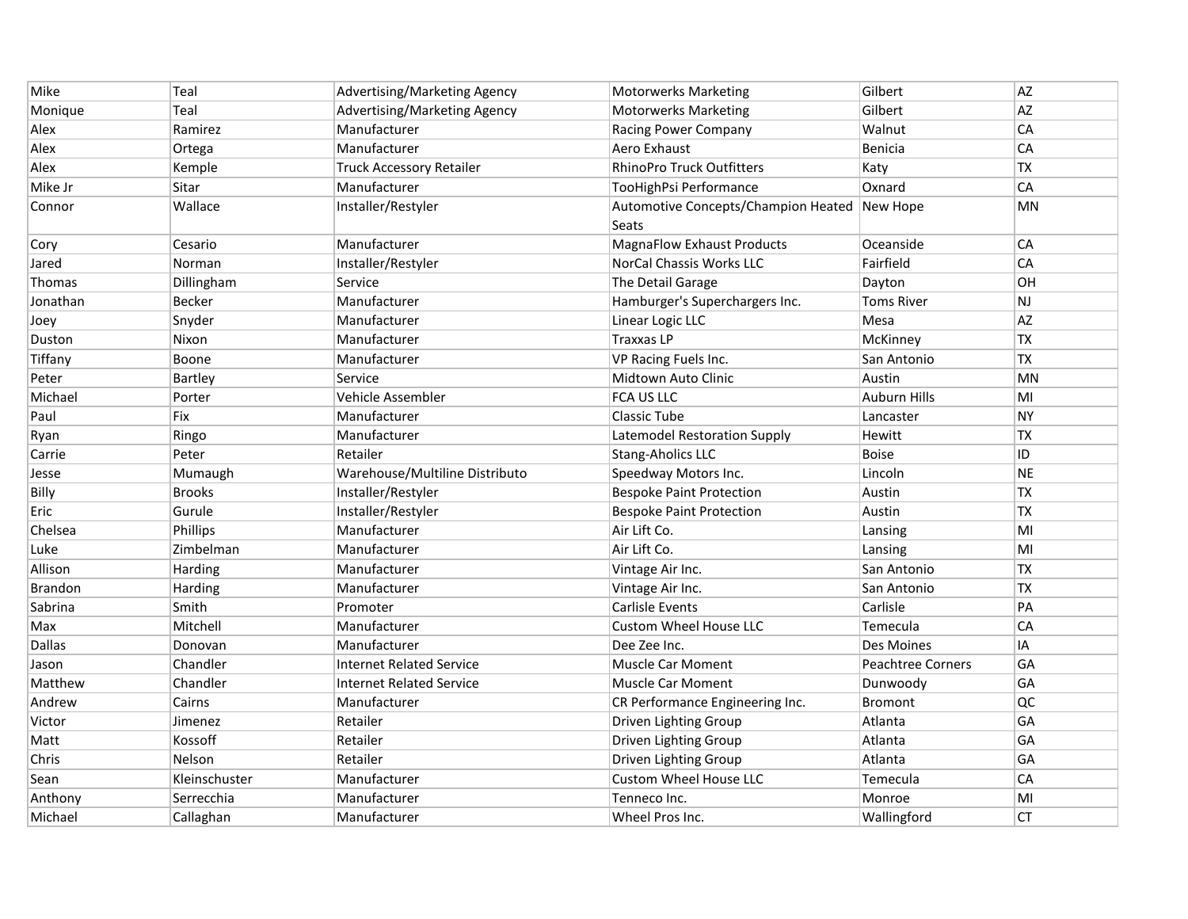| | | | | | |
|---|---|---|---|---|---|
| Mike | Teal | Advertising/Marketing Agency | Motorwerks Marketing | Gilbert | AZ |
| Monique | Teal | Advertising/Marketing Agency | Motorwerks Marketing | Gilbert | AZ |
| Alex | Ramirez | Manufacturer | Racing Power Company | Walnut | CA |
| Alex | Ortega | Manufacturer | Aero Exhaust | Benicia | CA |
| Alex | Kemple | Truck Accessory Retailer | RhinoPro Truck Outfitters | Katy | TX |
| Mike Jr | Sitar | Manufacturer | TooHighPsi Performance | Oxnard | CA |
| Connor | Wallace | Installer/Restyler | Automotive Concepts/Champion Heated Seats | New Hope | MN |
| Cory | Cesario | Manufacturer | MagnaFlow Exhaust Products | Oceanside | CA |
| Jared | Norman | Installer/Restyler | NorCal Chassis Works LLC | Fairfield | CA |
| Thomas | Dillingham | Service | The Detail Garage | Dayton | OH |
| Jonathan | Becker | Manufacturer | Hamburger's Superchargers Inc. | Toms River | NJ |
| Joey | Snyder | Manufacturer | Linear Logic LLC | Mesa | AZ |
| Duston | Nixon | Manufacturer | Traxxas LP | McKinney | TX |
| Tiffany | Boone | Manufacturer | VP Racing Fuels Inc. | San Antonio | TX |
| Peter | Bartley | Service | Midtown Auto Clinic | Austin | MN |
| Michael | Porter | Vehicle Assembler | FCA US LLC | Auburn Hills | MI |
| Paul | Fix | Manufacturer | Classic Tube | Lancaster | NY |
| Ryan | Ringo | Manufacturer | Latemodel Restoration Supply | Hewitt | TX |
| Carrie | Peter | Retailer | Stang-Aholics LLC | Boise | ID |
| Jesse | Mumaugh | Warehouse/Multiline Distributo | Speedway Motors Inc. | Lincoln | NE |
| Billy | Brooks | Installer/Restyler | Bespoke Paint Protection | Austin | TX |
| Eric | Gurule | Installer/Restyler | Bespoke Paint Protection | Austin | TX |
| Chelsea | Phillips | Manufacturer | Air Lift Co. | Lansing | MI |
| Luke | Zimbelman | Manufacturer | Air Lift Co. | Lansing | MI |
| Allison | Harding | Manufacturer | Vintage Air Inc. | San Antonio | TX |
| Brandon | Harding | Manufacturer | Vintage Air Inc. | San Antonio | TX |
| Sabrina | Smith | Promoter | Carlisle Events | Carlisle | PA |
| Max | Mitchell | Manufacturer | Custom Wheel House LLC | Temecula | CA |
| Dallas | Donovan | Manufacturer | Dee Zee Inc. | Des Moines | IA |
| Jason | Chandler | Internet Related Service | Muscle Car Moment | Peachtree Corners | GA |
| Matthew | Chandler | Internet Related Service | Muscle Car Moment | Dunwoody | GA |
| Andrew | Cairns | Manufacturer | CR Performance Engineering Inc. | Bromont | QC |
| Victor | Jimenez | Retailer | Driven Lighting Group | Atlanta | GA |
| Matt | Kossoff | Retailer | Driven Lighting Group | Atlanta | GA |
| Chris | Nelson | Retailer | Driven Lighting Group | Atlanta | GA |
| Sean | Kleinschuster | Manufacturer | Custom Wheel House LLC | Temecula | CA |
| Anthony | Serrecchia | Manufacturer | Tenneco Inc. | Monroe | MI |
| Michael | Callaghan | Manufacturer | Wheel Pros Inc. | Wallingford | CT |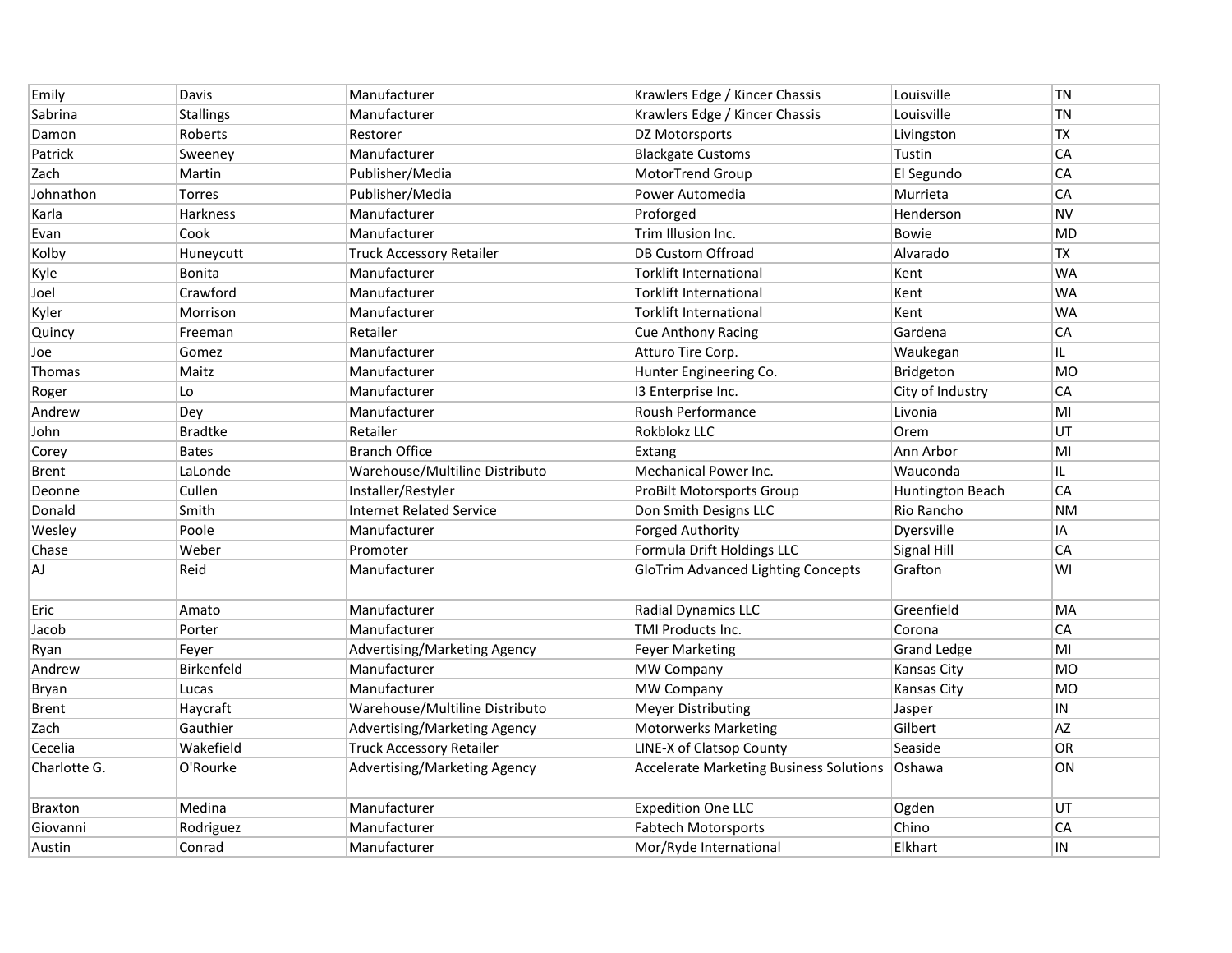| | | | | | |
|---|---|---|---|---|---|
| Emily | Davis | Manufacturer | Krawlers Edge / Kincer Chassis | Louisville | TN |
| Sabrina | Stallings | Manufacturer | Krawlers Edge / Kincer Chassis | Louisville | TN |
| Damon | Roberts | Restorer | DZ Motorsports | Livingston | TX |
| Patrick | Sweeney | Manufacturer | Blackgate Customs | Tustin | CA |
| Zach | Martin | Publisher/Media | MotorTrend Group | El Segundo | CA |
| Johnathon | Torres | Publisher/Media | Power Automedia | Murrieta | CA |
| Karla | Harkness | Manufacturer | Proforged | Henderson | NV |
| Evan | Cook | Manufacturer | Trim Illusion Inc. | Bowie | MD |
| Kolby | Huneycutt | Truck Accessory Retailer | DB Custom Offroad | Alvarado | TX |
| Kyle | Bonita | Manufacturer | Torklift International | Kent | WA |
| Joel | Crawford | Manufacturer | Torklift International | Kent | WA |
| Kyler | Morrison | Manufacturer | Torklift International | Kent | WA |
| Quincy | Freeman | Retailer | Cue Anthony Racing | Gardena | CA |
| Joe | Gomez | Manufacturer | Atturo Tire Corp. | Waukegan | IL |
| Thomas | Maitz | Manufacturer | Hunter Engineering Co. | Bridgeton | MO |
| Roger | Lo | Manufacturer | I3 Enterprise Inc. | City of Industry | CA |
| Andrew | Dey | Manufacturer | Roush Performance | Livonia | MI |
| John | Bradtke | Retailer | Rokblokz LLC | Orem | UT |
| Corey | Bates | Branch Office | Extang | Ann Arbor | MI |
| Brent | LaLonde | Warehouse/Multiline Distributo | Mechanical Power Inc. | Wauconda | IL |
| Deonne | Cullen | Installer/Restyler | ProBilt Motorsports Group | Huntington Beach | CA |
| Donald | Smith | Internet Related Service | Don Smith Designs LLC | Rio Rancho | NM |
| Wesley | Poole | Manufacturer | Forged Authority | Dyersville | IA |
| Chase | Weber | Promoter | Formula Drift Holdings LLC | Signal Hill | CA |
| AJ | Reid | Manufacturer | GloTrim Advanced Lighting Concepts | Grafton | WI |
| Eric | Amato | Manufacturer | Radial Dynamics LLC | Greenfield | MA |
| Jacob | Porter | Manufacturer | TMI Products Inc. | Corona | CA |
| Ryan | Feyer | Advertising/Marketing Agency | Feyer Marketing | Grand Ledge | MI |
| Andrew | Birkenfeld | Manufacturer | MW Company | Kansas City | MO |
| Bryan | Lucas | Manufacturer | MW Company | Kansas City | MO |
| Brent | Haycraft | Warehouse/Multiline Distributo | Meyer Distributing | Jasper | IN |
| Zach | Gauthier | Advertising/Marketing Agency | Motorwerks Marketing | Gilbert | AZ |
| Cecelia | Wakefield | Truck Accessory Retailer | LINE-X of Clatsop County | Seaside | OR |
| Charlotte G. | O'Rourke | Advertising/Marketing Agency | Accelerate Marketing Business Solutions | Oshawa | ON |
| Braxton | Medina | Manufacturer | Expedition One LLC | Ogden | UT |
| Giovanni | Rodriguez | Manufacturer | Fabtech Motorsports | Chino | CA |
| Austin | Conrad | Manufacturer | Mor/Ryde International | Elkhart | IN |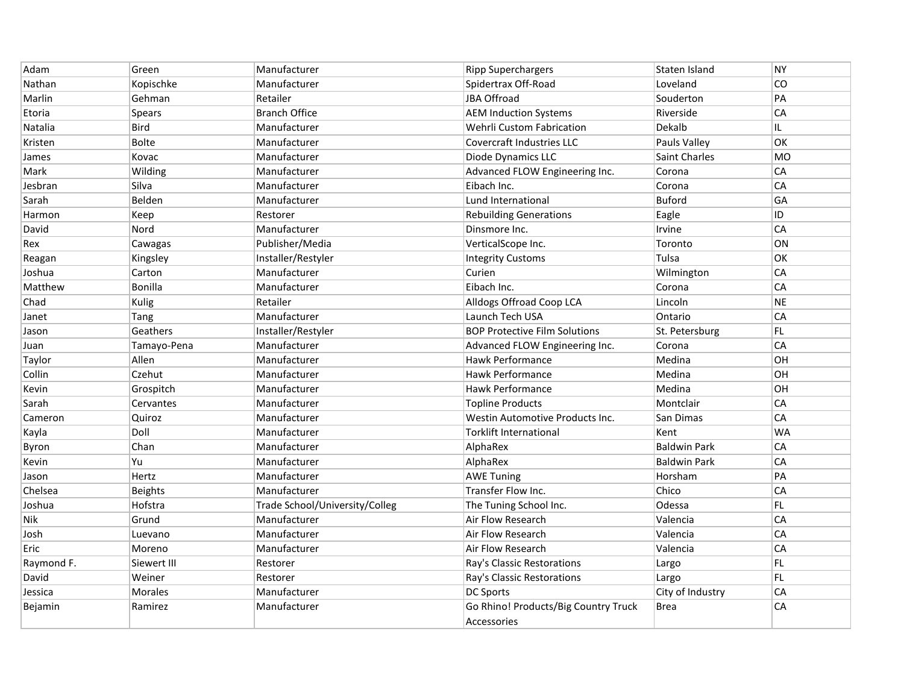| Adam | Green | Manufacturer | Ripp Superchargers | Staten Island | NY |
|---|---|---|---|---|---|
| Nathan | Kopischke | Manufacturer | Spidertrax Off-Road | Loveland | CO |
| Marlin | Gehman | Retailer | JBA Offroad | Souderton | PA |
| Etoria | Spears | Branch Office | AEM Induction Systems | Riverside | CA |
| Natalia | Bird | Manufacturer | Wehrli Custom Fabrication | Dekalb | IL |
| Kristen | Bolte | Manufacturer | Covercraft Industries LLC | Pauls Valley | OK |
| James | Kovac | Manufacturer | Diode Dynamics LLC | Saint Charles | MO |
| Mark | Wilding | Manufacturer | Advanced FLOW Engineering Inc. | Corona | CA |
| Jesbran | Silva | Manufacturer | Eibach Inc. | Corona | CA |
| Sarah | Belden | Manufacturer | Lund International | Buford | GA |
| Harmon | Keep | Restorer | Rebuilding Generations | Eagle | ID |
| David | Nord | Manufacturer | Dinsmore Inc. | Irvine | CA |
| Rex | Cawagas | Publisher/Media | VerticalScope Inc. | Toronto | ON |
| Reagan | Kingsley | Installer/Restyler | Integrity Customs | Tulsa | OK |
| Joshua | Carton | Manufacturer | Curien | Wilmington | CA |
| Matthew | Bonilla | Manufacturer | Eibach Inc. | Corona | CA |
| Chad | Kulig | Retailer | Alldogs Offroad Coop LCA | Lincoln | NE |
| Janet | Tang | Manufacturer | Launch Tech USA | Ontario | CA |
| Jason | Geathers | Installer/Restyler | BOP Protective Film Solutions | St. Petersburg | FL |
| Juan | Tamayo-Pena | Manufacturer | Advanced FLOW Engineering Inc. | Corona | CA |
| Taylor | Allen | Manufacturer | Hawk Performance | Medina | OH |
| Collin | Czehut | Manufacturer | Hawk Performance | Medina | OH |
| Kevin | Grospitch | Manufacturer | Hawk Performance | Medina | OH |
| Sarah | Cervantes | Manufacturer | Topline Products | Montclair | CA |
| Cameron | Quiroz | Manufacturer | Westin Automotive Products Inc. | San Dimas | CA |
| Kayla | Doll | Manufacturer | Torklift International | Kent | WA |
| Byron | Chan | Manufacturer | AlphaRex | Baldwin Park | CA |
| Kevin | Yu | Manufacturer | AlphaRex | Baldwin Park | CA |
| Jason | Hertz | Manufacturer | AWE Tuning | Horsham | PA |
| Chelsea | Beights | Manufacturer | Transfer Flow Inc. | Chico | CA |
| Joshua | Hofstra | Trade School/University/Colleg | The Tuning School Inc. | Odessa | FL |
| Nik | Grund | Manufacturer | Air Flow Research | Valencia | CA |
| Josh | Luevano | Manufacturer | Air Flow Research | Valencia | CA |
| Eric | Moreno | Manufacturer | Air Flow Research | Valencia | CA |
| Raymond F. | Siewert III | Restorer | Ray's Classic Restorations | Largo | FL |
| David | Weiner | Restorer | Ray's Classic Restorations | Largo | FL |
| Jessica | Morales | Manufacturer | DC Sports | City of Industry | CA |
| Bejamin | Ramirez | Manufacturer | Go Rhino! Products/Big Country Truck Accessories | Brea | CA |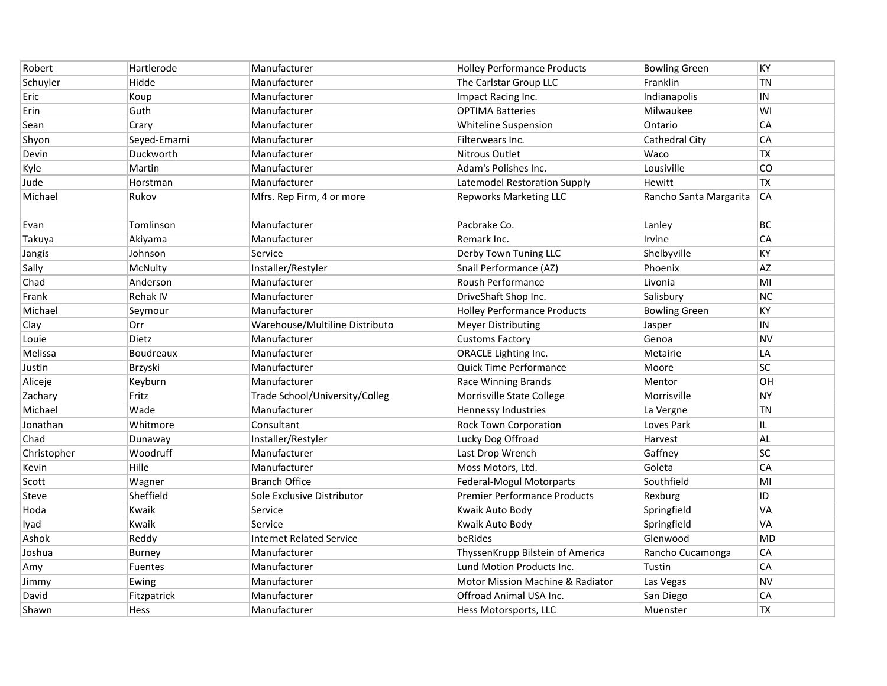| | | | | | |
|---|---|---|---|---|---|
| Robert | Hartlerode | Manufacturer | Holley Performance Products | Bowling Green | KY |
| Schuyler | Hidde | Manufacturer | The Carlstar Group LLC | Franklin | TN |
| Eric | Koup | Manufacturer | Impact Racing Inc. | Indianapolis | IN |
| Erin | Guth | Manufacturer | OPTIMA Batteries | Milwaukee | WI |
| Sean | Crary | Manufacturer | Whiteline Suspension | Ontario | CA |
| Shyon | Seyed-Emami | Manufacturer | Filterwears Inc. | Cathedral City | CA |
| Devin | Duckworth | Manufacturer | Nitrous Outlet | Waco | TX |
| Kyle | Martin | Manufacturer | Adam's Polishes Inc. | Lousiville | CO |
| Jude | Horstman | Manufacturer | Latemodel Restoration Supply | Hewitt | TX |
| Michael | Rukov | Mfrs. Rep Firm, 4 or more | Repworks Marketing LLC | Rancho Santa Margarita | CA |
| Evan | Tomlinson | Manufacturer | Pacbrake Co. | Lanley | BC |
| Takuya | Akiyama | Manufacturer | Remark Inc. | Irvine | CA |
| Jangis | Johnson | Service | Derby Town Tuning LLC | Shelbyville | KY |
| Sally | McNulty | Installer/Restyler | Snail Performance (AZ) | Phoenix | AZ |
| Chad | Anderson | Manufacturer | Roush Performance | Livonia | MI |
| Frank | Rehak IV | Manufacturer | DriveShaft Shop Inc. | Salisbury | NC |
| Michael | Seymour | Manufacturer | Holley Performance Products | Bowling Green | KY |
| Clay | Orr | Warehouse/Multiline Distributo | Meyer Distributing | Jasper | IN |
| Louie | Dietz | Manufacturer | Customs Factory | Genoa | NV |
| Melissa | Boudreaux | Manufacturer | ORACLE Lighting Inc. | Metairie | LA |
| Justin | Brzyski | Manufacturer | Quick Time Performance | Moore | SC |
| Aliceje | Keyburn | Manufacturer | Race Winning Brands | Mentor | OH |
| Zachary | Fritz | Trade School/University/Colleg | Morrisville State College | Morrisville | NY |
| Michael | Wade | Manufacturer | Hennessy Industries | La Vergne | TN |
| Jonathan | Whitmore | Consultant | Rock Town Corporation | Loves Park | IL |
| Chad | Dunaway | Installer/Restyler | Lucky Dog Offroad | Harvest | AL |
| Christopher | Woodruff | Manufacturer | Last Drop Wrench | Gaffney | SC |
| Kevin | Hille | Manufacturer | Moss Motors, Ltd. | Goleta | CA |
| Scott | Wagner | Branch Office | Federal-Mogul Motorparts | Southfield | MI |
| Steve | Sheffield | Sole Exclusive Distributor | Premier Performance Products | Rexburg | ID |
| Hoda | Kwaik | Service | Kwaik Auto Body | Springfield | VA |
| Iyad | Kwaik | Service | Kwaik Auto Body | Springfield | VA |
| Ashok | Reddy | Internet Related Service | beRides | Glenwood | MD |
| Joshua | Burney | Manufacturer | ThyssenKrupp Bilstein of America | Rancho Cucamonga | CA |
| Amy | Fuentes | Manufacturer | Lund Motion Products Inc. | Tustin | CA |
| Jimmy | Ewing | Manufacturer | Motor Mission Machine & Radiator | Las Vegas | NV |
| David | Fitzpatrick | Manufacturer | Offroad Animal USA Inc. | San Diego | CA |
| Shawn | Hess | Manufacturer | Hess Motorsports, LLC | Muenster | TX |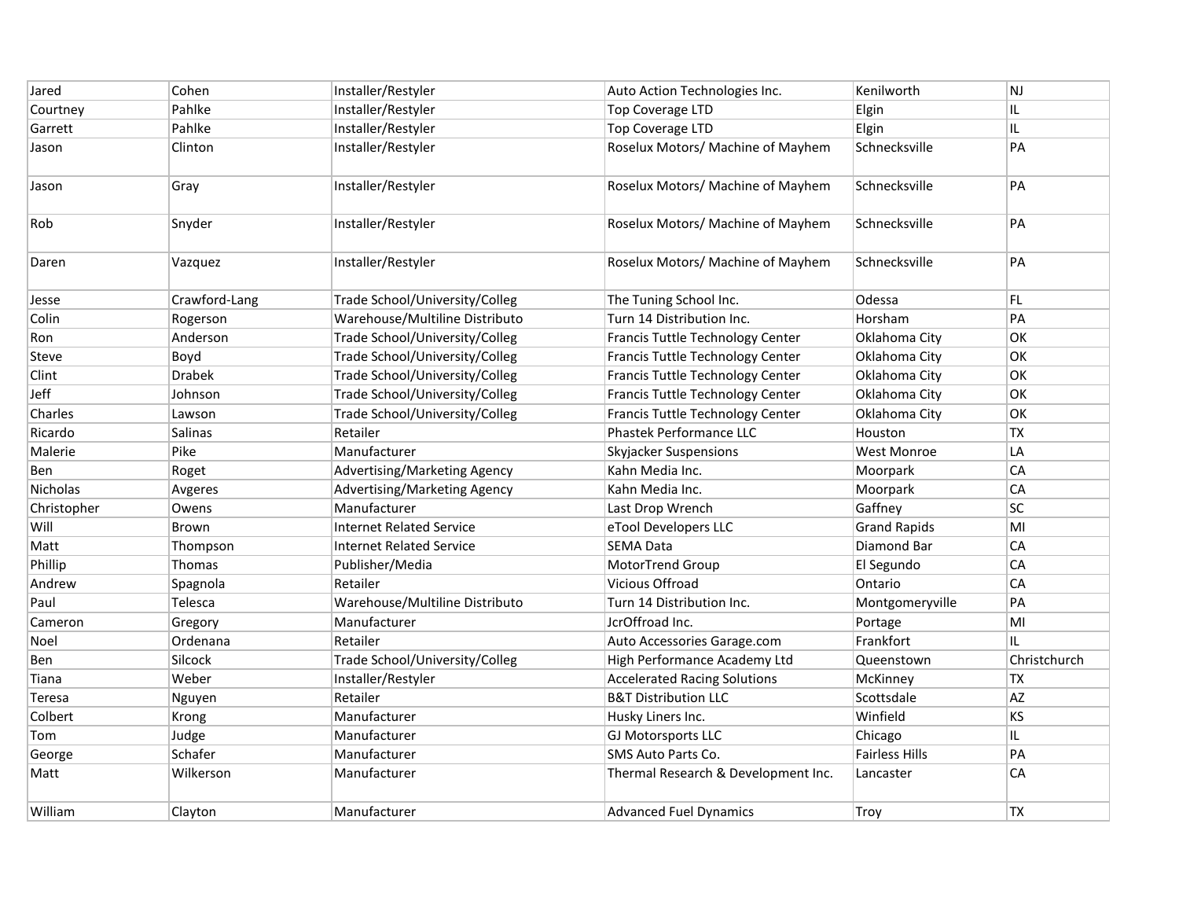| | | | | | |
|---|---|---|---|---|---|
| Jared | Cohen | Installer/Restyler | Auto Action Technologies Inc. | Kenilworth | NJ |
| Courtney | Pahlke | Installer/Restyler | Top Coverage LTD | Elgin | IL |
| Garrett | Pahlke | Installer/Restyler | Top Coverage LTD | Elgin | IL |
| Jason | Clinton | Installer/Restyler | Roselux Motors/ Machine of Mayhem | Schnecksville | PA |
| Jason | Gray | Installer/Restyler | Roselux Motors/ Machine of Mayhem | Schnecksville | PA |
| Rob | Snyder | Installer/Restyler | Roselux Motors/ Machine of Mayhem | Schnecksville | PA |
| Daren | Vazquez | Installer/Restyler | Roselux Motors/ Machine of Mayhem | Schnecksville | PA |
| Jesse | Crawford-Lang | Trade School/University/Colleg | The Tuning School Inc. | Odessa | FL |
| Colin | Rogerson | Warehouse/Multiline Distributo | Turn 14 Distribution Inc. | Horsham | PA |
| Ron | Anderson | Trade School/University/Colleg | Francis Tuttle Technology Center | Oklahoma City | OK |
| Steve | Boyd | Trade School/University/Colleg | Francis Tuttle Technology Center | Oklahoma City | OK |
| Clint | Drabek | Trade School/University/Colleg | Francis Tuttle Technology Center | Oklahoma City | OK |
| Jeff | Johnson | Trade School/University/Colleg | Francis Tuttle Technology Center | Oklahoma City | OK |
| Charles | Lawson | Trade School/University/Colleg | Francis Tuttle Technology Center | Oklahoma City | OK |
| Ricardo | Salinas | Retailer | Phastek Performance LLC | Houston | TX |
| Malerie | Pike | Manufacturer | Skyjacker Suspensions | West Monroe | LA |
| Ben | Roget | Advertising/Marketing Agency | Kahn Media Inc. | Moorpark | CA |
| Nicholas | Avgeres | Advertising/Marketing Agency | Kahn Media Inc. | Moorpark | CA |
| Christopher | Owens | Manufacturer | Last Drop Wrench | Gaffney | SC |
| Will | Brown | Internet Related Service | eTool Developers LLC | Grand Rapids | MI |
| Matt | Thompson | Internet Related Service | SEMA Data | Diamond Bar | CA |
| Phillip | Thomas | Publisher/Media | MotorTrend Group | El Segundo | CA |
| Andrew | Spagnola | Retailer | Vicious Offroad | Ontario | CA |
| Paul | Telesca | Warehouse/Multiline Distributo | Turn 14 Distribution Inc. | Montgomeryville | PA |
| Cameron | Gregory | Manufacturer | JcrOffroad Inc. | Portage | MI |
| Noel | Ordenana | Retailer | Auto Accessories Garage.com | Frankfort | IL |
| Ben | Silcock | Trade School/University/Colleg | High Performance Academy Ltd | Queenstown | Christchurch |
| Tiana | Weber | Installer/Restyler | Accelerated Racing Solutions | McKinney | TX |
| Teresa | Nguyen | Retailer | B&T Distribution LLC | Scottsdale | AZ |
| Colbert | Krong | Manufacturer | Husky Liners Inc. | Winfield | KS |
| Tom | Judge | Manufacturer | GJ Motorsports LLC | Chicago | IL |
| George | Schafer | Manufacturer | SMS Auto Parts Co. | Fairless Hills | PA |
| Matt | Wilkerson | Manufacturer | Thermal Research & Development Inc. | Lancaster | CA |
| William | Clayton | Manufacturer | Advanced Fuel Dynamics | Troy | TX |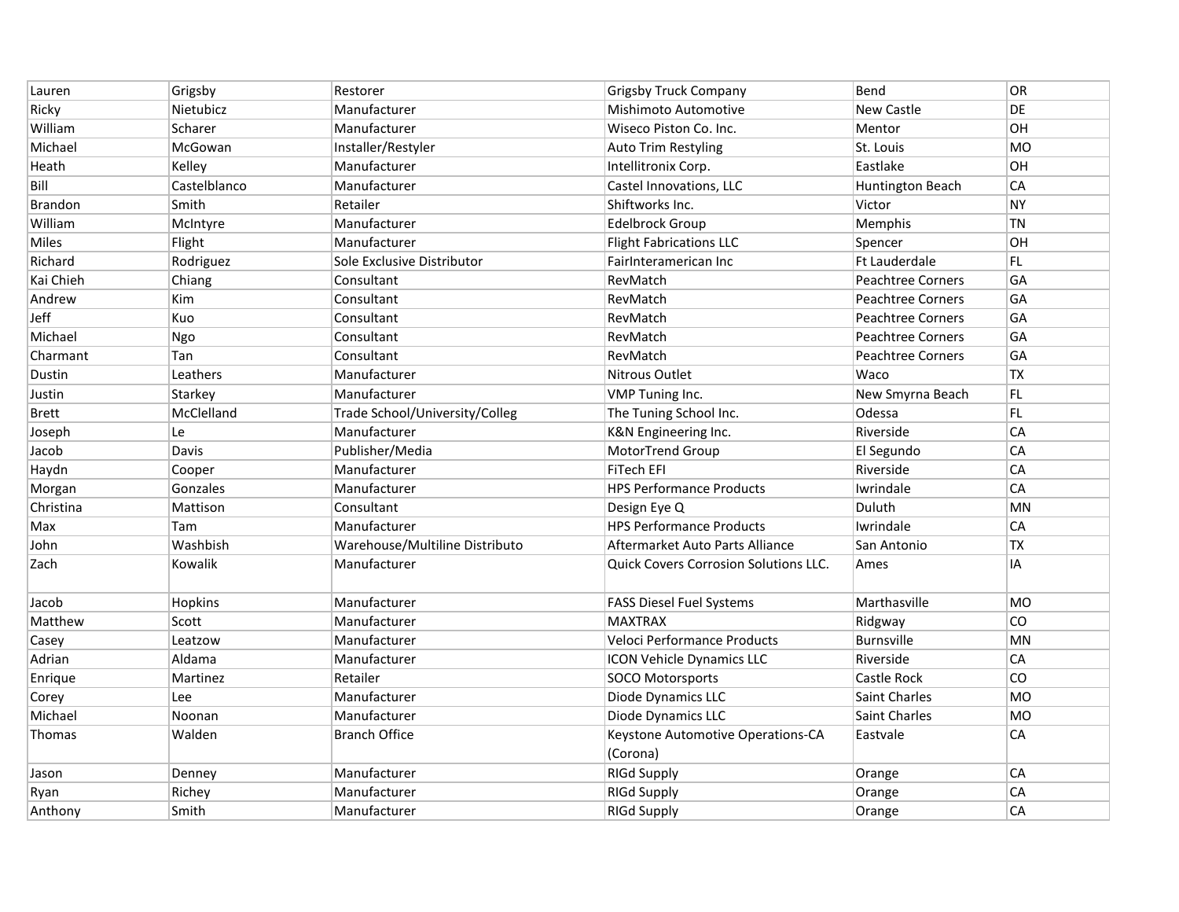| | | | | | |
|---|---|---|---|---|---|
| Lauren | Grigsby | Restorer | Grigsby Truck Company | Bend | OR |
| Ricky | Nietubicz | Manufacturer | Mishimoto Automotive | New Castle | DE |
| William | Scharer | Manufacturer | Wiseco Piston Co. Inc. | Mentor | OH |
| Michael | McGowan | Installer/Restyler | Auto Trim Restyling | St. Louis | MO |
| Heath | Kelley | Manufacturer | Intellitronix Corp. | Eastlake | OH |
| Bill | Castelblanco | Manufacturer | Castel Innovations, LLC | Huntington Beach | CA |
| Brandon | Smith | Retailer | Shiftworks Inc. | Victor | NY |
| William | McIntyre | Manufacturer | Edelbrock Group | Memphis | TN |
| Miles | Flight | Manufacturer | Flight Fabrications LLC | Spencer | OH |
| Richard | Rodriguez | Sole Exclusive Distributor | FairInteramerican Inc | Ft Lauderdale | FL |
| Kai Chieh | Chiang | Consultant | RevMatch | Peachtree Corners | GA |
| Andrew | Kim | Consultant | RevMatch | Peachtree Corners | GA |
| Jeff | Kuo | Consultant | RevMatch | Peachtree Corners | GA |
| Michael | Ngo | Consultant | RevMatch | Peachtree Corners | GA |
| Charmant | Tan | Consultant | RevMatch | Peachtree Corners | GA |
| Dustin | Leathers | Manufacturer | Nitrous Outlet | Waco | TX |
| Justin | Starkey | Manufacturer | VMP Tuning Inc. | New Smyrna Beach | FL |
| Brett | McClelland | Trade School/University/Colleg | The Tuning School Inc. | Odessa | FL |
| Joseph | Le | Manufacturer | K&N Engineering Inc. | Riverside | CA |
| Jacob | Davis | Publisher/Media | MotorTrend Group | El Segundo | CA |
| Haydn | Cooper | Manufacturer | FiTech EFI | Riverside | CA |
| Morgan | Gonzales | Manufacturer | HPS Performance Products | Iwrindale | CA |
| Christina | Mattison | Consultant | Design Eye Q | Duluth | MN |
| Max | Tam | Manufacturer | HPS Performance Products | Iwrindale | CA |
| John | Washbish | Warehouse/Multiline Distributo | Aftermarket Auto Parts Alliance | San Antonio | TX |
| Zach | Kowalik | Manufacturer | Quick Covers Corrosion Solutions LLC. | Ames | IA |
| Jacob | Hopkins | Manufacturer | FASS Diesel Fuel Systems | Marthasville | MO |
| Matthew | Scott | Manufacturer | MAXTRAX | Ridgway | CO |
| Casey | Leatzow | Manufacturer | Veloci Performance Products | Burnsville | MN |
| Adrian | Aldama | Manufacturer | ICON Vehicle Dynamics LLC | Riverside | CA |
| Enrique | Martinez | Retailer | SOCO Motorsports | Castle Rock | CO |
| Corey | Lee | Manufacturer | Diode Dynamics LLC | Saint Charles | MO |
| Michael | Noonan | Manufacturer | Diode Dynamics LLC | Saint Charles | MO |
| Thomas | Walden | Branch Office | Keystone Automotive Operations-CA (Corona) | Eastvale | CA |
| Jason | Denney | Manufacturer | RIGd Supply | Orange | CA |
| Ryan | Richey | Manufacturer | RIGd Supply | Orange | CA |
| Anthony | Smith | Manufacturer | RIGd Supply | Orange | CA |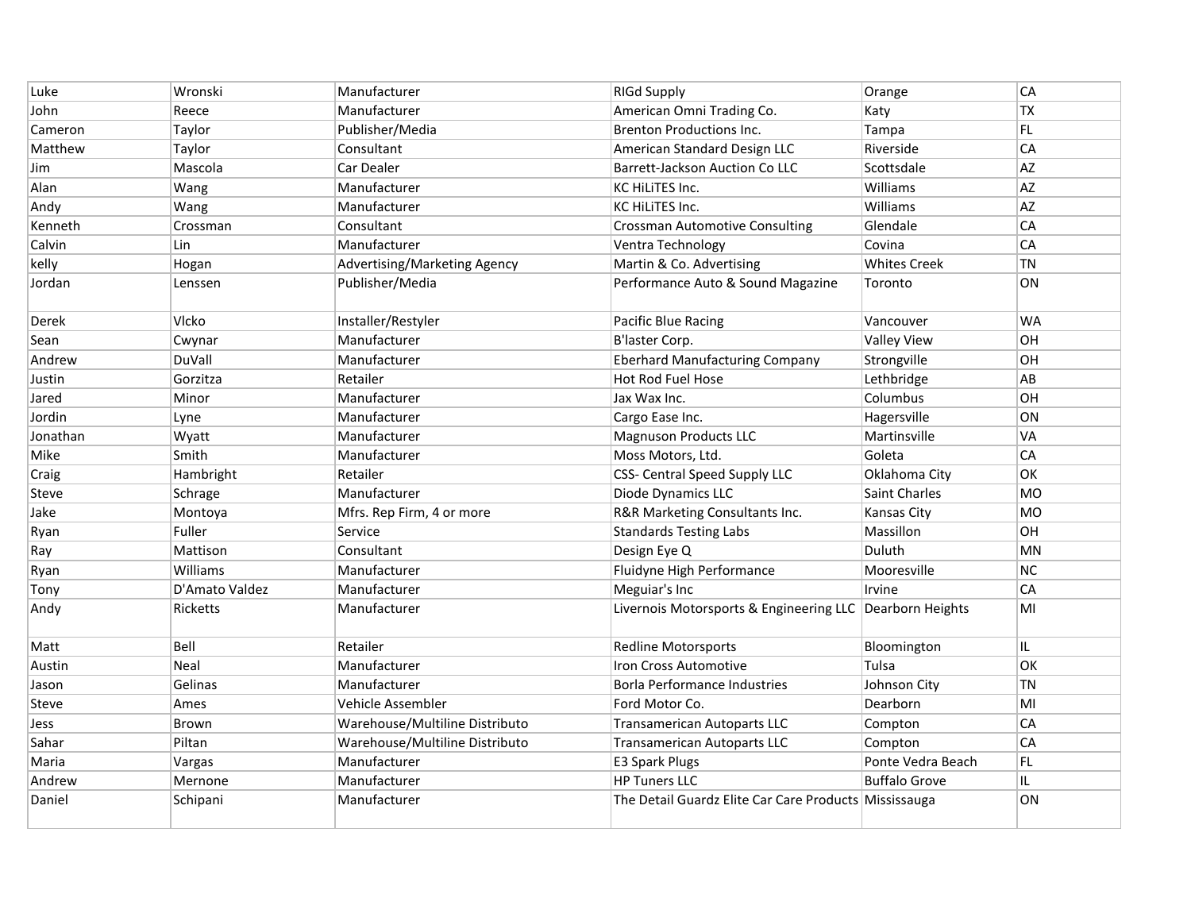| Luke | Wronski | Manufacturer | RIGd Supply | Orange | CA |
|---|---|---|---|---|---|
| John | Reece | Manufacturer | American Omni Trading Co. | Katy | TX |
| Cameron | Taylor | Publisher/Media | Brenton Productions Inc. | Tampa | FL |
| Matthew | Taylor | Consultant | American Standard Design LLC | Riverside | CA |
| Jim | Mascola | Car Dealer | Barrett-Jackson Auction Co LLC | Scottsdale | AZ |
| Alan | Wang | Manufacturer | KC HiLiTES Inc. | Williams | AZ |
| Andy | Wang | Manufacturer | KC HiLiTES Inc. | Williams | AZ |
| Kenneth | Crossman | Consultant | Crossman Automotive Consulting | Glendale | CA |
| Calvin | Lin | Manufacturer | Ventra Technology | Covina | CA |
| kelly | Hogan | Advertising/Marketing Agency | Martin & Co. Advertising | Whites Creek | TN |
| Jordan | Lenssen | Publisher/Media | Performance Auto & Sound Magazine | Toronto | ON |
| Derek | Vlcko | Installer/Restyler | Pacific Blue Racing | Vancouver | WA |
| Sean | Cwynar | Manufacturer | B'laster Corp. | Valley View | OH |
| Andrew | DuVall | Manufacturer | Eberhard Manufacturing Company | Strongville | OH |
| Justin | Gorzitza | Retailer | Hot Rod Fuel Hose | Lethbridge | AB |
| Jared | Minor | Manufacturer | Jax Wax Inc. | Columbus | OH |
| Jordin | Lyne | Manufacturer | Cargo Ease Inc. | Hagersville | ON |
| Jonathan | Wyatt | Manufacturer | Magnuson Products LLC | Martinsville | VA |
| Mike | Smith | Manufacturer | Moss Motors, Ltd. | Goleta | CA |
| Craig | Hambright | Retailer | CSS- Central Speed Supply LLC | Oklahoma City | OK |
| Steve | Schrage | Manufacturer | Diode Dynamics LLC | Saint Charles | MO |
| Jake | Montoya | Mfrs. Rep Firm, 4 or more | R&R Marketing Consultants Inc. | Kansas City | MO |
| Ryan | Fuller | Service | Standards Testing Labs | Massillon | OH |
| Ray | Mattison | Consultant | Design Eye Q | Duluth | MN |
| Ryan | Williams | Manufacturer | Fluidyne High Performance | Mooresville | NC |
| Tony | D'Amato Valdez | Manufacturer | Meguiar's Inc | Irvine | CA |
| Andy | Ricketts | Manufacturer | Livernois Motorsports & Engineering LLC | Dearborn Heights | MI |
| Matt | Bell | Retailer | Redline Motorsports | Bloomington | IL |
| Austin | Neal | Manufacturer | Iron Cross Automotive | Tulsa | OK |
| Jason | Gelinas | Manufacturer | Borla Performance Industries | Johnson City | TN |
| Steve | Ames | Vehicle Assembler | Ford Motor Co. | Dearborn | MI |
| Jess | Brown | Warehouse/Multiline Distributo | Transamerican Autoparts LLC | Compton | CA |
| Sahar | Piltan | Warehouse/Multiline Distributo | Transamerican Autoparts LLC | Compton | CA |
| Maria | Vargas | Manufacturer | E3 Spark Plugs | Ponte Vedra Beach | FL |
| Andrew | Mernone | Manufacturer | HP Tuners LLC | Buffalo Grove | IL |
| Daniel | Schipani | Manufacturer | The Detail Guardz Elite Car Care Products | Mississauga | ON |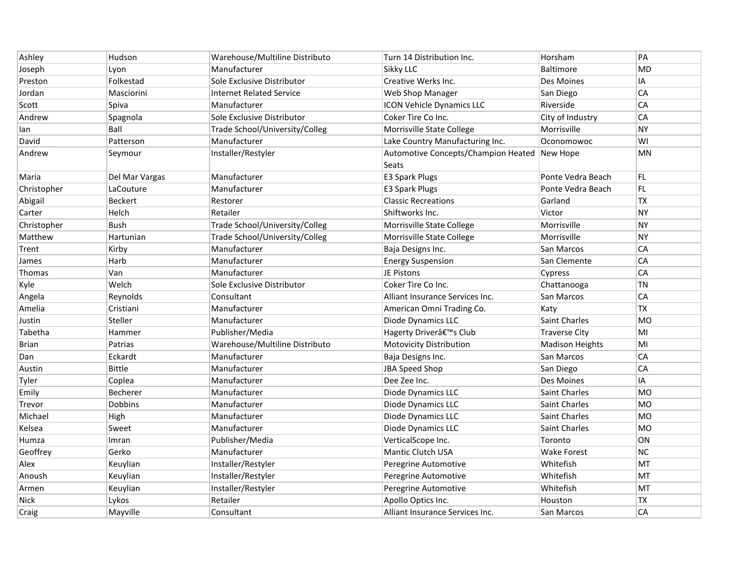| Ashley | Hudson | Warehouse/Multiline Distributo | Turn 14 Distribution Inc. | Horsham | PA |
|---|---|---|---|---|---|
| Joseph | Lyon | Manufacturer | Sikky LLC | Baltimore | MD |
| Preston | Folkestad | Sole Exclusive Distributor | Creative Werks Inc. | Des Moines | IA |
| Jordan | Masciorini | Internet Related Service | Web Shop Manager | San Diego | CA |
| Scott | Spiva | Manufacturer | ICON Vehicle Dynamics LLC | Riverside | CA |
| Andrew | Spagnola | Sole Exclusive Distributor | Coker Tire Co Inc. | City of Industry | CA |
| Ian | Ball | Trade School/University/Colleg | Morrisville State College | Morrisville | NY |
| David | Patterson | Manufacturer | Lake Country Manufacturing Inc. | Oconomowoc | WI |
| Andrew | Seymour | Installer/Restyler | Automotive Concepts/Champion Heated Seats | New Hope | MN |
| Maria | Del Mar Vargas | Manufacturer | E3 Spark Plugs | Ponte Vedra Beach | FL |
| Christopher | LaCouture | Manufacturer | E3 Spark Plugs | Ponte Vedra Beach | FL |
| Abigail | Beckert | Restorer | Classic Recreations | Garland | TX |
| Carter | Helch | Retailer | Shiftworks Inc. | Victor | NY |
| Christopher | Bush | Trade School/University/Colleg | Morrisville State College | Morrisville | NY |
| Matthew | Hartunian | Trade School/University/Colleg | Morrisville State College | Morrisville | NY |
| Trent | Kirby | Manufacturer | Baja Designs Inc. | San Marcos | CA |
| James | Harb | Manufacturer | Energy Suspension | San Clemente | CA |
| Thomas | Van | Manufacturer | JE Pistons | Cypress | CA |
| Kyle | Welch | Sole Exclusive Distributor | Coker Tire Co Inc. | Chattanooga | TN |
| Angela | Reynolds | Consultant | Alliant Insurance Services Inc. | San Marcos | CA |
| Amelia | Cristiani | Manufacturer | American Omni Trading Co. | Katy | TX |
| Justin | Steller | Manufacturer | Diode Dynamics LLC | Saint Charles | MO |
| Tabetha | Hammer | Publisher/Media | Hagerty Driverâ€™s Club | Traverse City | MI |
| Brian | Patrias | Warehouse/Multiline Distributo | Motovicity Distribution | Madison Heights | MI |
| Dan | Eckardt | Manufacturer | Baja Designs Inc. | San Marcos | CA |
| Austin | Bittle | Manufacturer | JBA Speed Shop | San Diego | CA |
| Tyler | Coplea | Manufacturer | Dee Zee Inc. | Des Moines | IA |
| Emily | Becherer | Manufacturer | Diode Dynamics LLC | Saint Charles | MO |
| Trevor | Dobbins | Manufacturer | Diode Dynamics LLC | Saint Charles | MO |
| Michael | High | Manufacturer | Diode Dynamics LLC | Saint Charles | MO |
| Kelsea | Sweet | Manufacturer | Diode Dynamics LLC | Saint Charles | MO |
| Humza | Imran | Publisher/Media | VerticalScope Inc. | Toronto | ON |
| Geoffrey | Gerko | Manufacturer | Mantic Clutch USA | Wake Forest | NC |
| Alex | Keuylian | Installer/Restyler | Peregrine Automotive | Whitefish | MT |
| Anoush | Keuylian | Installer/Restyler | Peregrine Automotive | Whitefish | MT |
| Armen | Keuylian | Installer/Restyler | Peregrine Automotive | Whitefish | MT |
| Nick | Lykos | Retailer | Apollo Optics Inc. | Houston | TX |
| Craig | Mayville | Consultant | Alliant Insurance Services Inc. | San Marcos | CA |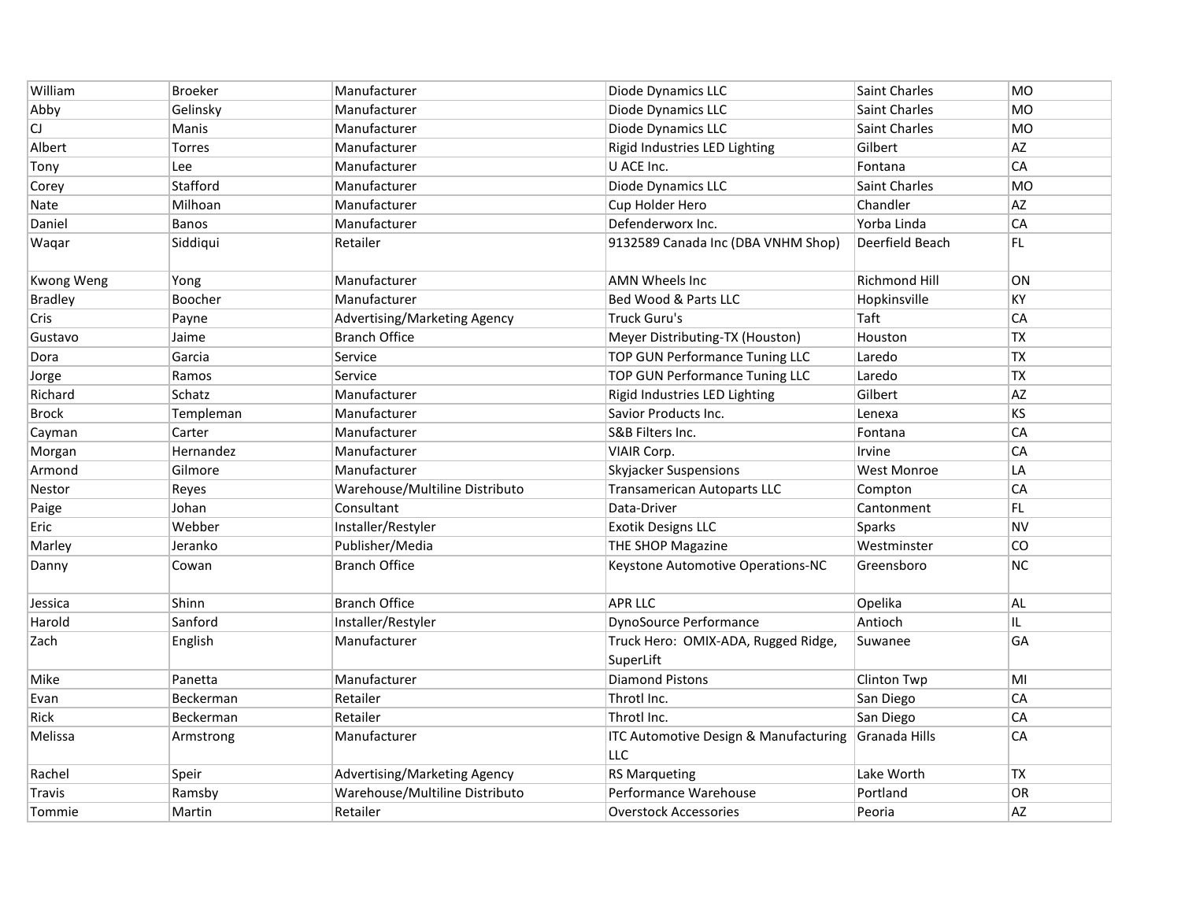| William | Broeker | Manufacturer | Diode Dynamics LLC | Saint Charles | MO |
|---|---|---|---|---|---|
| Abby | Gelinsky | Manufacturer | Diode Dynamics LLC | Saint Charles | MO |
| CJ | Manis | Manufacturer | Diode Dynamics LLC | Saint Charles | MO |
| Albert | Torres | Manufacturer | Rigid Industries LED Lighting | Gilbert | AZ |
| Tony | Lee | Manufacturer | U ACE Inc. | Fontana | CA |
| Corey | Stafford | Manufacturer | Diode Dynamics LLC | Saint Charles | MO |
| Nate | Milhoan | Manufacturer | Cup Holder Hero | Chandler | AZ |
| Daniel | Banos | Manufacturer | Defenderworx Inc. | Yorba Linda | CA |
| Waqar | Siddiqui | Retailer | 9132589 Canada Inc (DBA VNHM Shop) | Deerfield Beach | FL |
| Kwong Weng | Yong | Manufacturer | AMN Wheels Inc | Richmond Hill | ON |
| Bradley | Boocher | Manufacturer | Bed Wood & Parts LLC | Hopkinsville | KY |
| Cris | Payne | Advertising/Marketing Agency | Truck Guru's | Taft | CA |
| Gustavo | Jaime | Branch Office | Meyer Distributing-TX (Houston) | Houston | TX |
| Dora | Garcia | Service | TOP GUN Performance Tuning LLC | Laredo | TX |
| Jorge | Ramos | Service | TOP GUN Performance Tuning LLC | Laredo | TX |
| Richard | Schatz | Manufacturer | Rigid Industries LED Lighting | Gilbert | AZ |
| Brock | Templeman | Manufacturer | Savior Products Inc. | Lenexa | KS |
| Cayman | Carter | Manufacturer | S&B Filters Inc. | Fontana | CA |
| Morgan | Hernandez | Manufacturer | VIAIR Corp. | Irvine | CA |
| Armond | Gilmore | Manufacturer | Skyjacker Suspensions | West Monroe | LA |
| Nestor | Reyes | Warehouse/Multiline Distributo | Transamerican Autoparts LLC | Compton | CA |
| Paige | Johan | Consultant | Data-Driver | Cantonment | FL |
| Eric | Webber | Installer/Restyler | Exotik Designs LLC | Sparks | NV |
| Marley | Jeranko | Publisher/Media | THE SHOP Magazine | Westminster | CO |
| Danny | Cowan | Branch Office | Keystone Automotive Operations-NC | Greensboro | NC |
| Jessica | Shinn | Branch Office | APR LLC | Opelika | AL |
| Harold | Sanford | Installer/Restyler | DynoSource Performance | Antioch | IL |
| Zach | English | Manufacturer | Truck Hero: OMIX-ADA, Rugged Ridge, SuperLift | Suwanee | GA |
| Mike | Panetta | Manufacturer | Diamond Pistons | Clinton Twp | MI |
| Evan | Beckerman | Retailer | Throtl Inc. | San Diego | CA |
| Rick | Beckerman | Retailer | Throtl Inc. | San Diego | CA |
| Melissa | Armstrong | Manufacturer | ITC Automotive Design & Manufacturing LLC | Granada Hills | CA |
| Rachel | Speir | Advertising/Marketing Agency | RS Marqueting | Lake Worth | TX |
| Travis | Ramsby | Warehouse/Multiline Distributo | Performance Warehouse | Portland | OR |
| Tommie | Martin | Retailer | Overstock Accessories | Peoria | AZ |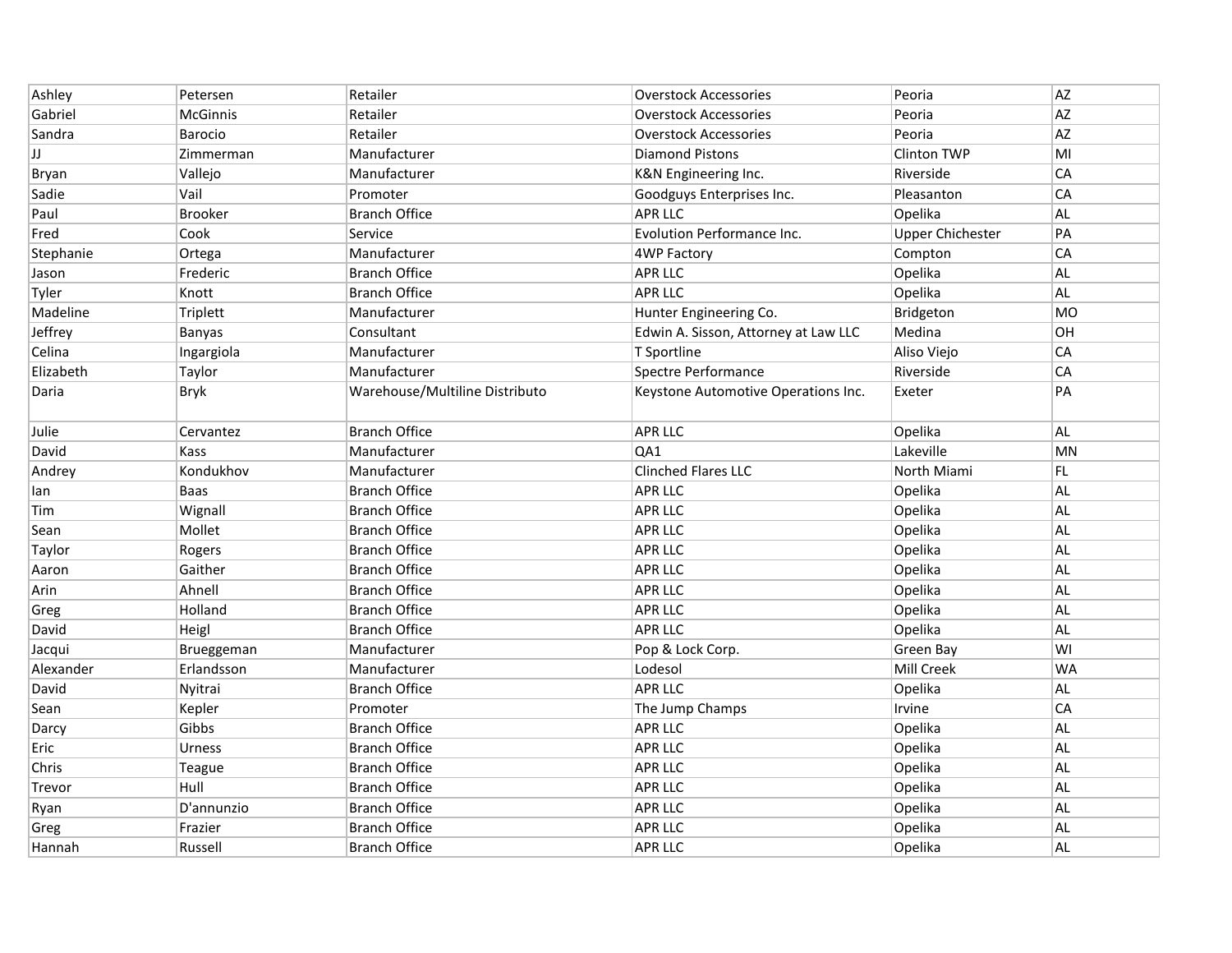| Ashley | Petersen | Retailer | Overstock Accessories | Peoria | AZ |
|---|---|---|---|---|---|
| Gabriel | McGinnis | Retailer | Overstock Accessories | Peoria | AZ |
| Sandra | Barocio | Retailer | Overstock Accessories | Peoria | AZ |
| JJ | Zimmerman | Manufacturer | Diamond Pistons | Clinton TWP | MI |
| Bryan | Vallejo | Manufacturer | K&N Engineering Inc. | Riverside | CA |
| Sadie | Vail | Promoter | Goodguys Enterprises Inc. | Pleasanton | CA |
| Paul | Brooker | Branch Office | APR LLC | Opelika | AL |
| Fred | Cook | Service | Evolution Performance Inc. | Upper Chichester | PA |
| Stephanie | Ortega | Manufacturer | 4WP Factory | Compton | CA |
| Jason | Frederic | Branch Office | APR LLC | Opelika | AL |
| Tyler | Knott | Branch Office | APR LLC | Opelika | AL |
| Madeline | Triplett | Manufacturer | Hunter Engineering Co. | Bridgeton | MO |
| Jeffrey | Banyas | Consultant | Edwin A. Sisson, Attorney at Law LLC | Medina | OH |
| Celina | Ingargiola | Manufacturer | T Sportline | Aliso Viejo | CA |
| Elizabeth | Taylor | Manufacturer | Spectre Performance | Riverside | CA |
| Daria | Bryk | Warehouse/Multiline Distributo | Keystone Automotive Operations Inc. | Exeter | PA |
| Julie | Cervantez | Branch Office | APR LLC | Opelika | AL |
| David | Kass | Manufacturer | QA1 | Lakeville | MN |
| Andrey | Kondukhov | Manufacturer | Clinched Flares LLC | North Miami | FL |
| Ian | Baas | Branch Office | APR LLC | Opelika | AL |
| Tim | Wignall | Branch Office | APR LLC | Opelika | AL |
| Sean | Mollet | Branch Office | APR LLC | Opelika | AL |
| Taylor | Rogers | Branch Office | APR LLC | Opelika | AL |
| Aaron | Gaither | Branch Office | APR LLC | Opelika | AL |
| Arin | Ahnell | Branch Office | APR LLC | Opelika | AL |
| Greg | Holland | Branch Office | APR LLC | Opelika | AL |
| David | Heigl | Branch Office | APR LLC | Opelika | AL |
| Jacqui | Brueggeman | Manufacturer | Pop & Lock Corp. | Green Bay | WI |
| Alexander | Erlandsson | Manufacturer | Lodesol | Mill Creek | WA |
| David | Nyitrai | Branch Office | APR LLC | Opelika | AL |
| Sean | Kepler | Promoter | The Jump Champs | Irvine | CA |
| Darcy | Gibbs | Branch Office | APR LLC | Opelika | AL |
| Eric | Urness | Branch Office | APR LLC | Opelika | AL |
| Chris | Teague | Branch Office | APR LLC | Opelika | AL |
| Trevor | Hull | Branch Office | APR LLC | Opelika | AL |
| Ryan | D'annunzio | Branch Office | APR LLC | Opelika | AL |
| Greg | Frazier | Branch Office | APR LLC | Opelika | AL |
| Hannah | Russell | Branch Office | APR LLC | Opelika | AL |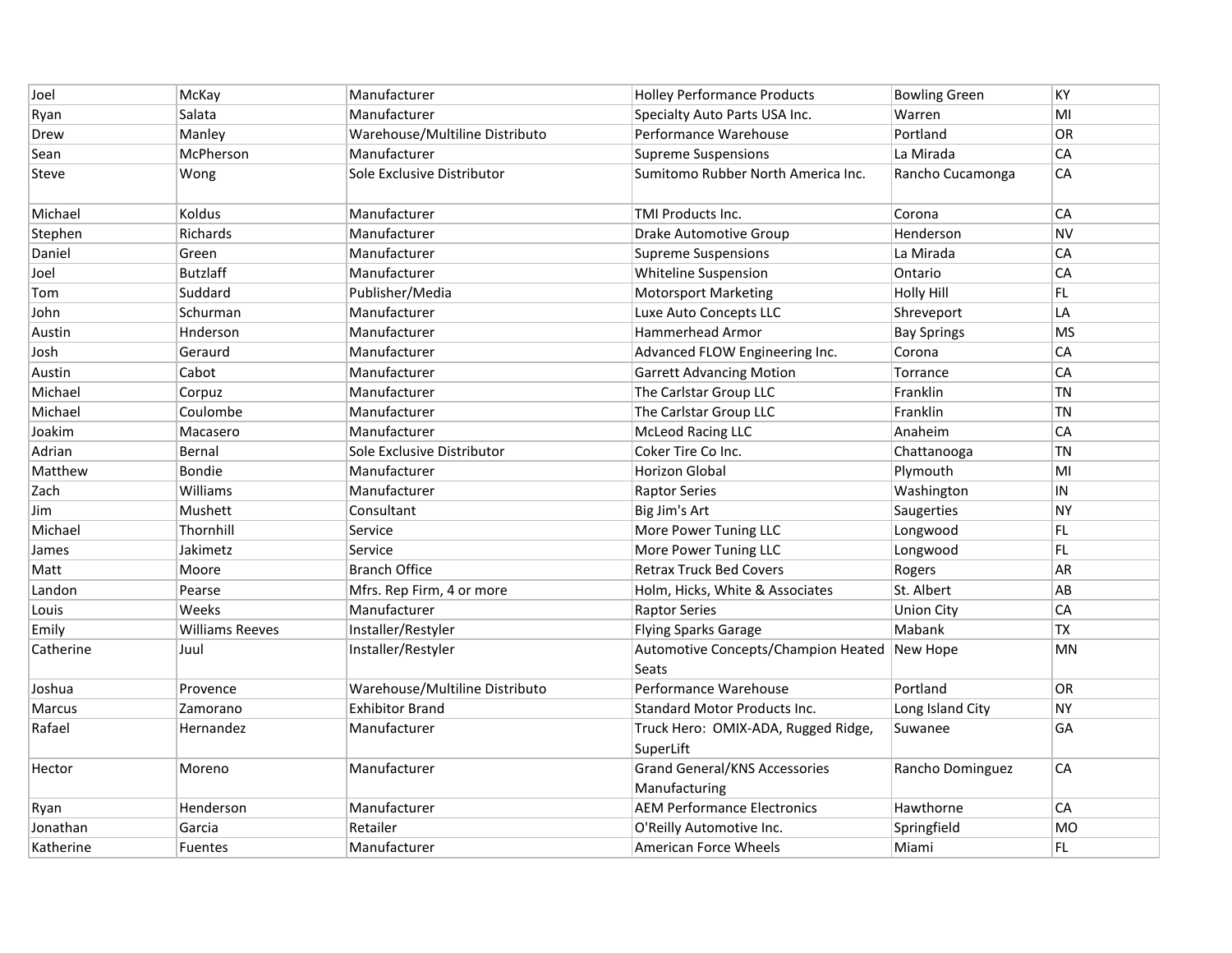| Joel | McKay | Manufacturer | Holley Performance Products | Bowling Green | KY |
|---|---|---|---|---|---|
| Ryan | Salata | Manufacturer | Specialty Auto Parts USA Inc. | Warren | MI |
| Drew | Manley | Warehouse/Multiline Distributo | Performance Warehouse | Portland | OR |
| Sean | McPherson | Manufacturer | Supreme Suspensions | La Mirada | CA |
| Steve | Wong | Sole Exclusive Distributor | Sumitomo Rubber North America Inc. | Rancho Cucamonga | CA |
| Michael | Koldus | Manufacturer | TMI Products Inc. | Corona | CA |
| Stephen | Richards | Manufacturer | Drake Automotive Group | Henderson | NV |
| Daniel | Green | Manufacturer | Supreme Suspensions | La Mirada | CA |
| Joel | Butzlaff | Manufacturer | Whiteline Suspension | Ontario | CA |
| Tom | Suddard | Publisher/Media | Motorsport Marketing | Holly Hill | FL |
| John | Schurman | Manufacturer | Luxe Auto Concepts LLC | Shreveport | LA |
| Austin | Hnderson | Manufacturer | Hammerhead Armor | Bay Springs | MS |
| Josh | Geraurd | Manufacturer | Advanced FLOW Engineering Inc. | Corona | CA |
| Austin | Cabot | Manufacturer | Garrett Advancing Motion | Torrance | CA |
| Michael | Corpuz | Manufacturer | The Carlstar Group LLC | Franklin | TN |
| Michael | Coulombe | Manufacturer | The Carlstar Group LLC | Franklin | TN |
| Joakim | Macasero | Manufacturer | McLeod Racing LLC | Anaheim | CA |
| Adrian | Bernal | Sole Exclusive Distributor | Coker Tire Co Inc. | Chattanooga | TN |
| Matthew | Bondie | Manufacturer | Horizon Global | Plymouth | MI |
| Zach | Williams | Manufacturer | Raptor Series | Washington | IN |
| Jim | Mushett | Consultant | Big Jim's Art | Saugerties | NY |
| Michael | Thornhill | Service | More Power Tuning LLC | Longwood | FL |
| James | Jakimetz | Service | More Power Tuning LLC | Longwood | FL |
| Matt | Moore | Branch Office | Retrax Truck Bed Covers | Rogers | AR |
| Landon | Pearse | Mfrs. Rep Firm, 4 or more | Holm, Hicks, White & Associates | St. Albert | AB |
| Louis | Weeks | Manufacturer | Raptor Series | Union City | CA |
| Emily | Williams Reeves | Installer/Restyler | Flying Sparks Garage | Mabank | TX |
| Catherine | Juul | Installer/Restyler | Automotive Concepts/Champion Heated Seats | New Hope | MN |
| Joshua | Provence | Warehouse/Multiline Distributo | Performance Warehouse | Portland | OR |
| Marcus | Zamorano | Exhibitor Brand | Standard Motor Products Inc. | Long Island City | NY |
| Rafael | Hernandez | Manufacturer | Truck Hero: OMIX-ADA, Rugged Ridge, SuperLift | Suwanee | GA |
| Hector | Moreno | Manufacturer | Grand General/KNS Accessories Manufacturing | Rancho Dominguez | CA |
| Ryan | Henderson | Manufacturer | AEM Performance Electronics | Hawthorne | CA |
| Jonathan | Garcia | Retailer | O'Reilly Automotive Inc. | Springfield | MO |
| Katherine | Fuentes | Manufacturer | American Force Wheels | Miami | FL |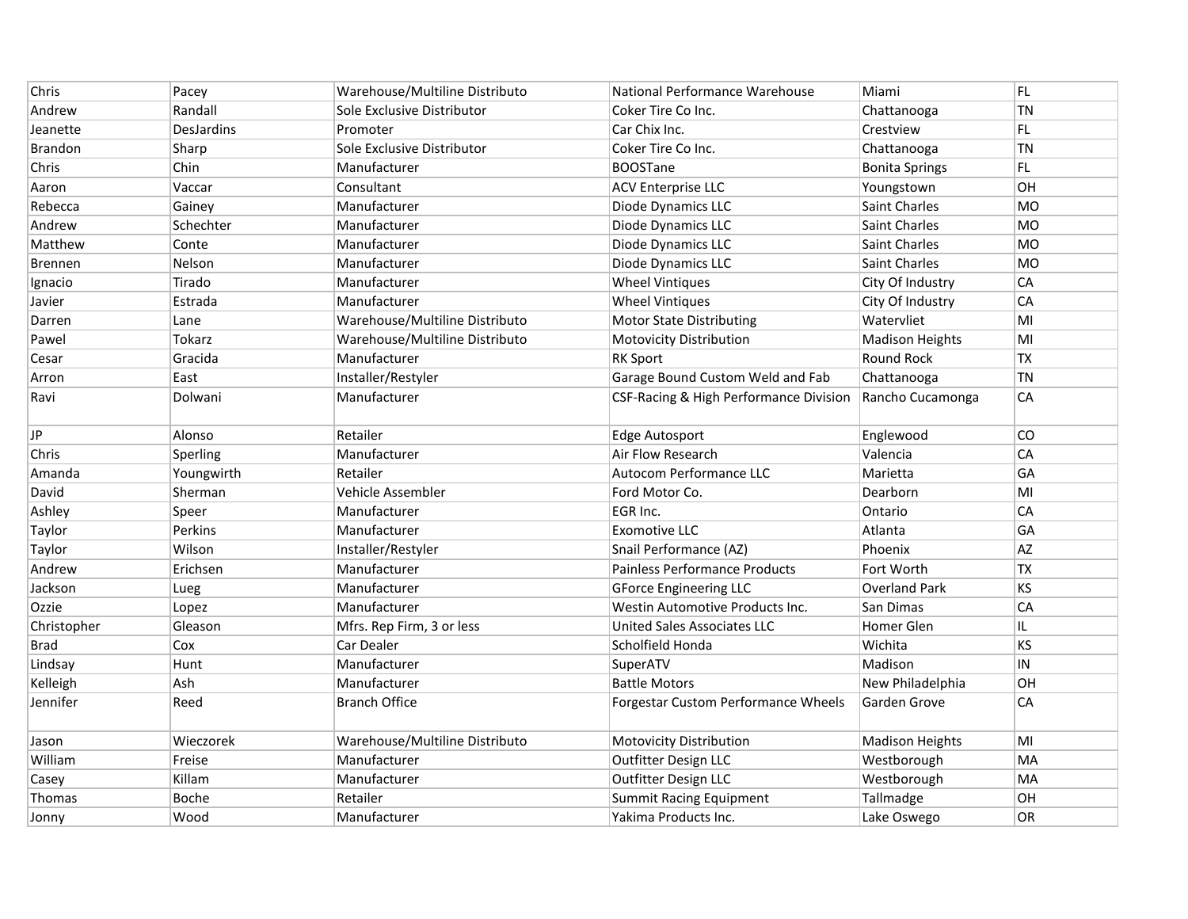| Chris | Pacey | Warehouse/Multiline Distributo | National Performance Warehouse | Miami | FL |
|---|---|---|---|---|---|
| Andrew | Randall | Sole Exclusive Distributor | Coker Tire Co Inc. | Chattanooga | TN |
| Jeanette | DesJardins | Promoter | Car Chix Inc. | Crestview | FL |
| Brandon | Sharp | Sole Exclusive Distributor | Coker Tire Co Inc. | Chattanooga | TN |
| Chris | Chin | Manufacturer | BOOSTane | Bonita Springs | FL |
| Aaron | Vaccar | Consultant | ACV Enterprise LLC | Youngstown | OH |
| Rebecca | Gainey | Manufacturer | Diode Dynamics LLC | Saint Charles | MO |
| Andrew | Schechter | Manufacturer | Diode Dynamics LLC | Saint Charles | MO |
| Matthew | Conte | Manufacturer | Diode Dynamics LLC | Saint Charles | MO |
| Brennen | Nelson | Manufacturer | Diode Dynamics LLC | Saint Charles | MO |
| Ignacio | Tirado | Manufacturer | Wheel Vintiques | City Of Industry | CA |
| Javier | Estrada | Manufacturer | Wheel Vintiques | City Of Industry | CA |
| Darren | Lane | Warehouse/Multiline Distributo | Motor State Distributing | Watervliet | MI |
| Pawel | Tokarz | Warehouse/Multiline Distributo | Motovicity Distribution | Madison Heights | MI |
| Cesar | Gracida | Manufacturer | RK Sport | Round Rock | TX |
| Arron | East | Installer/Restyler | Garage Bound Custom Weld and Fab | Chattanooga | TN |
| Ravi | Dolwani | Manufacturer | CSF-Racing & High Performance Division | Rancho Cucamonga | CA |
| JP | Alonso | Retailer | Edge Autosport | Englewood | CO |
| Chris | Sperling | Manufacturer | Air Flow Research | Valencia | CA |
| Amanda | Youngwirth | Retailer | Autocom Performance LLC | Marietta | GA |
| David | Sherman | Vehicle Assembler | Ford Motor Co. | Dearborn | MI |
| Ashley | Speer | Manufacturer | EGR Inc. | Ontario | CA |
| Taylor | Perkins | Manufacturer | Exomotive LLC | Atlanta | GA |
| Taylor | Wilson | Installer/Restyler | Snail Performance (AZ) | Phoenix | AZ |
| Andrew | Erichsen | Manufacturer | Painless Performance Products | Fort Worth | TX |
| Jackson | Lueg | Manufacturer | GForce Engineering LLC | Overland Park | KS |
| Ozzie | Lopez | Manufacturer | Westin Automotive Products Inc. | San Dimas | CA |
| Christopher | Gleason | Mfrs. Rep Firm, 3 or less | United Sales Associates LLC | Homer Glen | IL |
| Brad | Cox | Car Dealer | Scholfield Honda | Wichita | KS |
| Lindsay | Hunt | Manufacturer | SuperATV | Madison | IN |
| Kelleigh | Ash | Manufacturer | Battle Motors | New Philadelphia | OH |
| Jennifer | Reed | Branch Office | Forgestar Custom Performance Wheels | Garden Grove | CA |
| Jason | Wieczorek | Warehouse/Multiline Distributo | Motovicity Distribution | Madison Heights | MI |
| William | Freise | Manufacturer | Outfitter Design LLC | Westborough | MA |
| Casey | Killam | Manufacturer | Outfitter Design LLC | Westborough | MA |
| Thomas | Boche | Retailer | Summit Racing Equipment | Tallmadge | OH |
| Jonny | Wood | Manufacturer | Yakima Products Inc. | Lake Oswego | OR |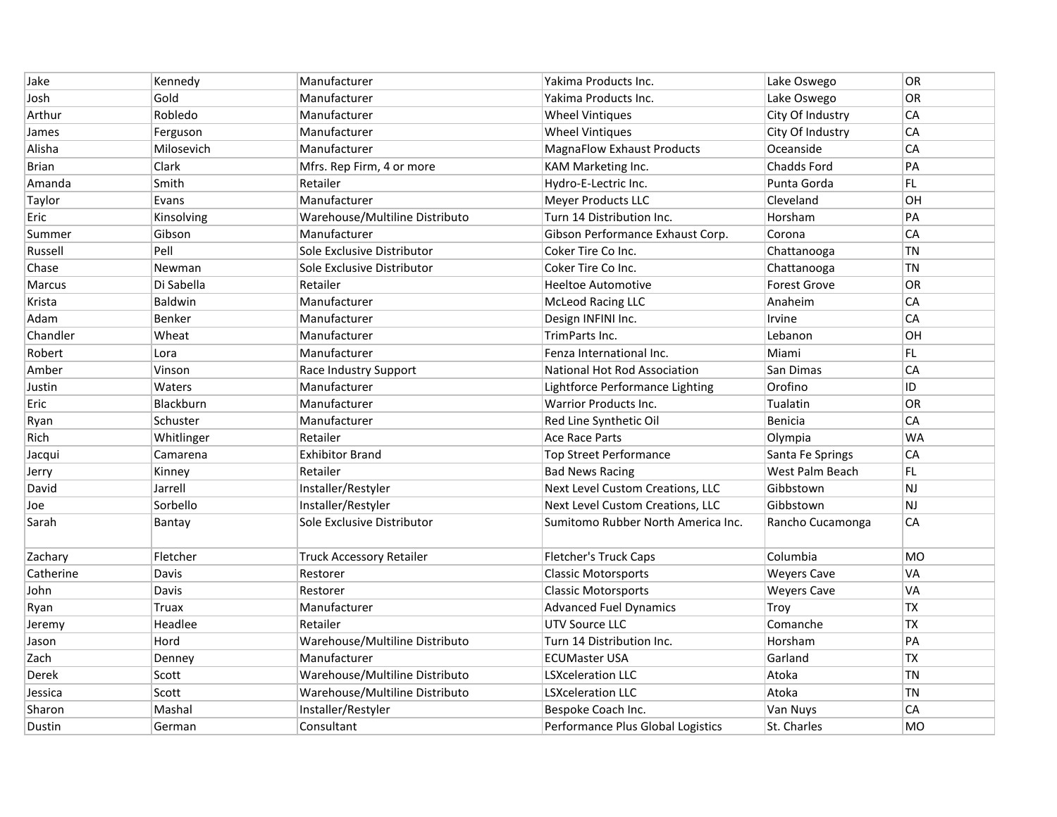| | | | | | |
|---|---|---|---|---|---|
| Jake | Kennedy | Manufacturer | Yakima Products Inc. | Lake Oswego | OR |
| Josh | Gold | Manufacturer | Yakima Products Inc. | Lake Oswego | OR |
| Arthur | Robledo | Manufacturer | Wheel Vintiques | City Of Industry | CA |
| James | Ferguson | Manufacturer | Wheel Vintiques | City Of Industry | CA |
| Alisha | Milosevich | Manufacturer | MagnaFlow Exhaust Products | Oceanside | CA |
| Brian | Clark | Mfrs. Rep Firm, 4 or more | KAM Marketing Inc. | Chadds Ford | PA |
| Amanda | Smith | Retailer | Hydro-E-Lectric Inc. | Punta Gorda | FL |
| Taylor | Evans | Manufacturer | Meyer Products LLC | Cleveland | OH |
| Eric | Kinsolving | Warehouse/Multiline Distributo | Turn 14 Distribution Inc. | Horsham | PA |
| Summer | Gibson | Manufacturer | Gibson Performance Exhaust Corp. | Corona | CA |
| Russell | Pell | Sole Exclusive Distributor | Coker Tire Co Inc. | Chattanooga | TN |
| Chase | Newman | Sole Exclusive Distributor | Coker Tire Co Inc. | Chattanooga | TN |
| Marcus | Di Sabella | Retailer | Heeltoe Automotive | Forest Grove | OR |
| Krista | Baldwin | Manufacturer | McLeod Racing LLC | Anaheim | CA |
| Adam | Benker | Manufacturer | Design INFINI Inc. | Irvine | CA |
| Chandler | Wheat | Manufacturer | TrimParts Inc. | Lebanon | OH |
| Robert | Lora | Manufacturer | Fenza International Inc. | Miami | FL |
| Amber | Vinson | Race Industry Support | National Hot Rod Association | San Dimas | CA |
| Justin | Waters | Manufacturer | Lightforce Performance Lighting | Orofino | ID |
| Eric | Blackburn | Manufacturer | Warrior Products Inc. | Tualatin | OR |
| Ryan | Schuster | Manufacturer | Red Line Synthetic Oil | Benicia | CA |
| Rich | Whitlinger | Retailer | Ace Race Parts | Olympia | WA |
| Jacqui | Camarena | Exhibitor Brand | Top Street Performance | Santa Fe Springs | CA |
| Jerry | Kinney | Retailer | Bad News Racing | West Palm Beach | FL |
| David | Jarrell | Installer/Restyler | Next Level Custom Creations, LLC | Gibbstown | NJ |
| Joe | Sorbello | Installer/Restyler | Next Level Custom Creations, LLC | Gibbstown | NJ |
| Sarah | Bantay | Sole Exclusive Distributor | Sumitomo Rubber North America Inc. | Rancho Cucamonga | CA |
| Zachary | Fletcher | Truck Accessory Retailer | Fletcher's Truck Caps | Columbia | MO |
| Catherine | Davis | Restorer | Classic Motorsports | Weyers Cave | VA |
| John | Davis | Restorer | Classic Motorsports | Weyers Cave | VA |
| Ryan | Truax | Manufacturer | Advanced Fuel Dynamics | Troy | TX |
| Jeremy | Headlee | Retailer | UTV Source LLC | Comanche | TX |
| Jason | Hord | Warehouse/Multiline Distributo | Turn 14 Distribution Inc. | Horsham | PA |
| Zach | Denney | Manufacturer | ECUMaster USA | Garland | TX |
| Derek | Scott | Warehouse/Multiline Distributo | LSXceleration LLC | Atoka | TN |
| Jessica | Scott | Warehouse/Multiline Distributo | LSXceleration LLC | Atoka | TN |
| Sharon | Mashal | Installer/Restyler | Bespoke Coach Inc. | Van Nuys | CA |
| Dustin | German | Consultant | Performance Plus Global Logistics | St. Charles | MO |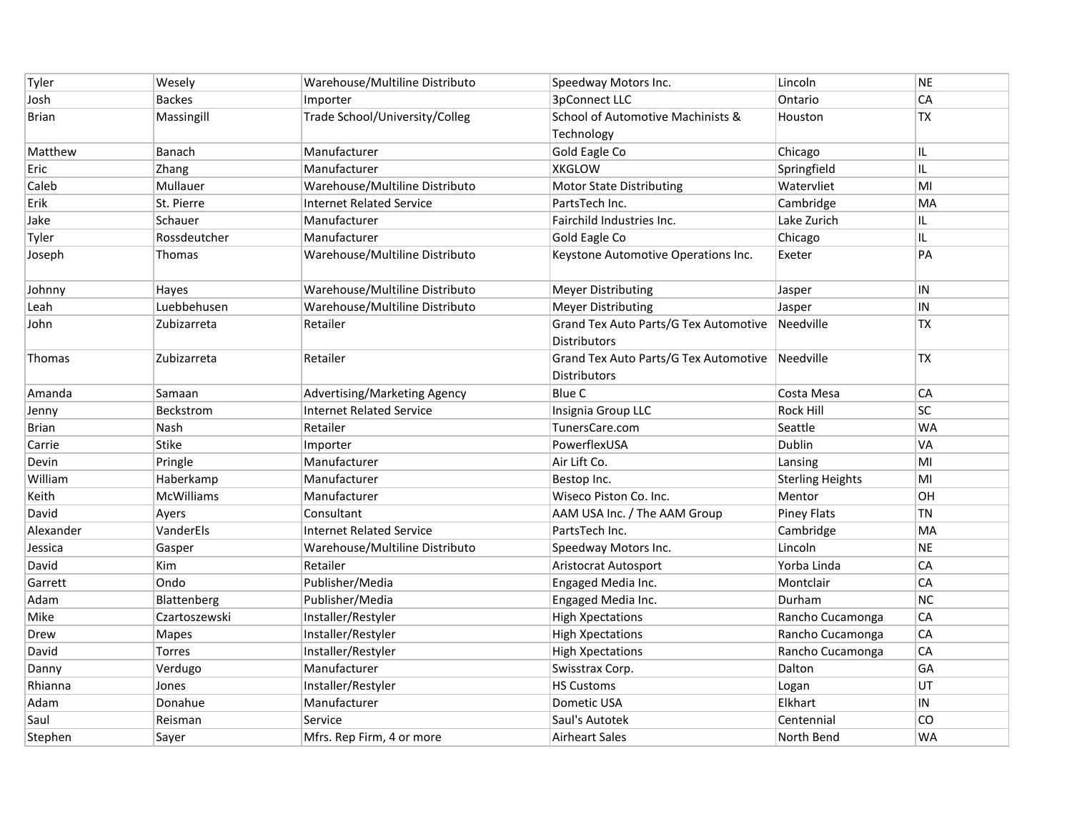| Tyler | Wesely | Warehouse/Multiline Distributo | Speedway Motors Inc. | Lincoln | NE |
|---|---|---|---|---|---|
| Josh | Backes | Importer | 3pConnect LLC | Ontario | CA |
| Brian | Massingill | Trade School/University/Colleg | School of Automotive Machinists & Technology | Houston | TX |
| Matthew | Banach | Manufacturer | Gold Eagle Co | Chicago | IL |
| Eric | Zhang | Manufacturer | XKGLOW | Springfield | IL |
| Caleb | Mullauer | Warehouse/Multiline Distributo | Motor State Distributing | Watervliet | MI |
| Erik | St. Pierre | Internet Related Service | PartsTech Inc. | Cambridge | MA |
| Jake | Schauer | Manufacturer | Fairchild Industries Inc. | Lake Zurich | IL |
| Tyler | Rossdeutcher | Manufacturer | Gold Eagle Co | Chicago | IL |
| Joseph | Thomas | Warehouse/Multiline Distributo | Keystone Automotive Operations Inc. | Exeter | PA |
| Johnny | Hayes | Warehouse/Multiline Distributo | Meyer Distributing | Jasper | IN |
| Leah | Luebbehusen | Warehouse/Multiline Distributo | Meyer Distributing | Jasper | IN |
| John | Zubizarreta | Retailer | Grand Tex Auto Parts/G Tex Automotive Distributors | Needville | TX |
| Thomas | Zubizarreta | Retailer | Grand Tex Auto Parts/G Tex Automotive Distributors | Needville | TX |
| Amanda | Samaan | Advertising/Marketing Agency | Blue C | Costa Mesa | CA |
| Jenny | Beckstrom | Internet Related Service | Insignia Group LLC | Rock Hill | SC |
| Brian | Nash | Retailer | TunersCare.com | Seattle | WA |
| Carrie | Stike | Importer | PowerflexUSA | Dublin | VA |
| Devin | Pringle | Manufacturer | Air Lift Co. | Lansing | MI |
| William | Haberkamp | Manufacturer | Bestop Inc. | Sterling Heights | MI |
| Keith | McWilliams | Manufacturer | Wiseco Piston Co. Inc. | Mentor | OH |
| David | Ayers | Consultant | AAM USA Inc. / The AAM Group | Piney Flats | TN |
| Alexander | VanderEls | Internet Related Service | PartsTech Inc. | Cambridge | MA |
| Jessica | Gasper | Warehouse/Multiline Distributo | Speedway Motors Inc. | Lincoln | NE |
| David | Kim | Retailer | Aristocrat Autosport | Yorba Linda | CA |
| Garrett | Ondo | Publisher/Media | Engaged Media Inc. | Montclair | CA |
| Adam | Blattenberg | Publisher/Media | Engaged Media Inc. | Durham | NC |
| Mike | Czartoszewski | Installer/Restyler | High Xpectations | Rancho Cucamonga | CA |
| Drew | Mapes | Installer/Restyler | High Xpectations | Rancho Cucamonga | CA |
| David | Torres | Installer/Restyler | High Xpectations | Rancho Cucamonga | CA |
| Danny | Verdugo | Manufacturer | Swisstrax Corp. | Dalton | GA |
| Rhianna | Jones | Installer/Restyler | HS Customs | Logan | UT |
| Adam | Donahue | Manufacturer | Dometic USA | Elkhart | IN |
| Saul | Reisman | Service | Saul's Autotek | Centennial | CO |
| Stephen | Sayer | Mfrs. Rep Firm, 4 or more | Airheart Sales | North Bend | WA |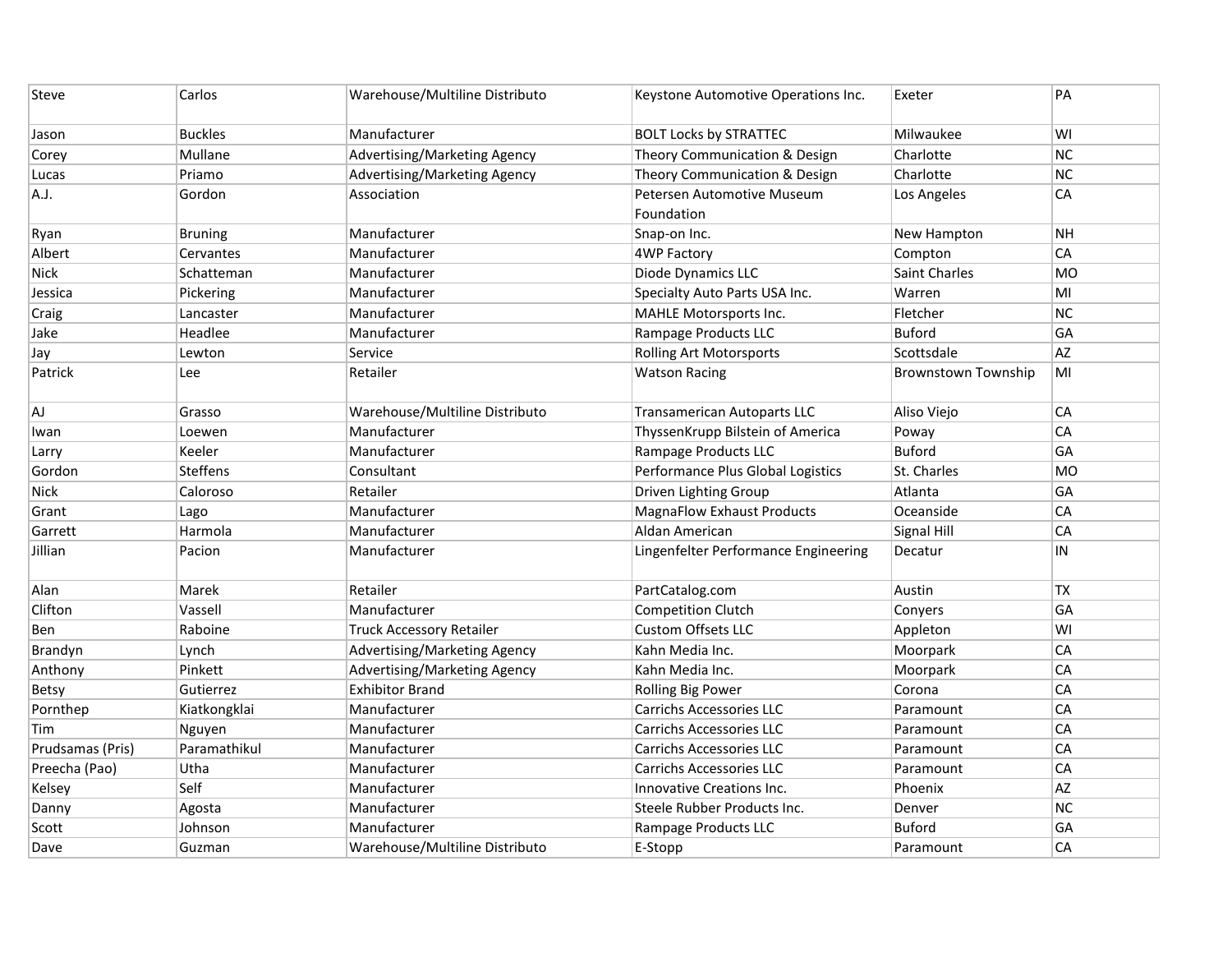| Steve | Carlos | Warehouse/Multiline Distributo | Keystone Automotive Operations Inc. | Exeter | PA |
|---|---|---|---|---|---|
| Jason | Buckles | Manufacturer | BOLT Locks by STRATTEC | Milwaukee | WI |
| Corey | Mullane | Advertising/Marketing Agency | Theory Communication & Design | Charlotte | NC |
| Lucas | Priamo | Advertising/Marketing Agency | Theory Communication & Design | Charlotte | NC |
| A.J. | Gordon | Association | Petersen Automotive Museum Foundation | Los Angeles | CA |
| Ryan | Bruning | Manufacturer | Snap-on Inc. | New Hampton | NH |
| Albert | Cervantes | Manufacturer | 4WP Factory | Compton | CA |
| Nick | Schatteman | Manufacturer | Diode Dynamics LLC | Saint Charles | MO |
| Jessica | Pickering | Manufacturer | Specialty Auto Parts USA Inc. | Warren | MI |
| Craig | Lancaster | Manufacturer | MAHLE Motorsports Inc. | Fletcher | NC |
| Jake | Headlee | Manufacturer | Rampage Products LLC | Buford | GA |
| Jay | Lewton | Service | Rolling Art Motorsports | Scottsdale | AZ |
| Patrick | Lee | Retailer | Watson Racing | Brownstown Township | MI |
| AJ | Grasso | Warehouse/Multiline Distributo | Transamerican Autoparts LLC | Aliso Viejo | CA |
| Iwan | Loewen | Manufacturer | ThyssenKrupp Bilstein of America | Poway | CA |
| Larry | Keeler | Manufacturer | Rampage Products LLC | Buford | GA |
| Gordon | Steffens | Consultant | Performance Plus Global Logistics | St. Charles | MO |
| Nick | Caloroso | Retailer | Driven Lighting Group | Atlanta | GA |
| Grant | Lago | Manufacturer | MagnaFlow Exhaust Products | Oceanside | CA |
| Garrett | Harmola | Manufacturer | Aldan American | Signal Hill | CA |
| Jillian | Pacion | Manufacturer | Lingenfelter Performance Engineering | Decatur | IN |
| Alan | Marek | Retailer | PartCatalog.com | Austin | TX |
| Clifton | Vassell | Manufacturer | Competition Clutch | Conyers | GA |
| Ben | Raboine | Truck Accessory Retailer | Custom Offsets LLC | Appleton | WI |
| Brandyn | Lynch | Advertising/Marketing Agency | Kahn Media Inc. | Moorpark | CA |
| Anthony | Pinkett | Advertising/Marketing Agency | Kahn Media Inc. | Moorpark | CA |
| Betsy | Gutierrez | Exhibitor Brand | Rolling Big Power | Corona | CA |
| Pornthep | Kiatkongklai | Manufacturer | Carrichs Accessories LLC | Paramount | CA |
| Tim | Nguyen | Manufacturer | Carrichs Accessories LLC | Paramount | CA |
| Prudsamas (Pris) | Paramathikul | Manufacturer | Carrichs Accessories LLC | Paramount | CA |
| Preecha (Pao) | Utha | Manufacturer | Carrichs Accessories LLC | Paramount | CA |
| Kelsey | Self | Manufacturer | Innovative Creations Inc. | Phoenix | AZ |
| Danny | Agosta | Manufacturer | Steele Rubber Products Inc. | Denver | NC |
| Scott | Johnson | Manufacturer | Rampage Products LLC | Buford | GA |
| Dave | Guzman | Warehouse/Multiline Distributo | E-Stopp | Paramount | CA |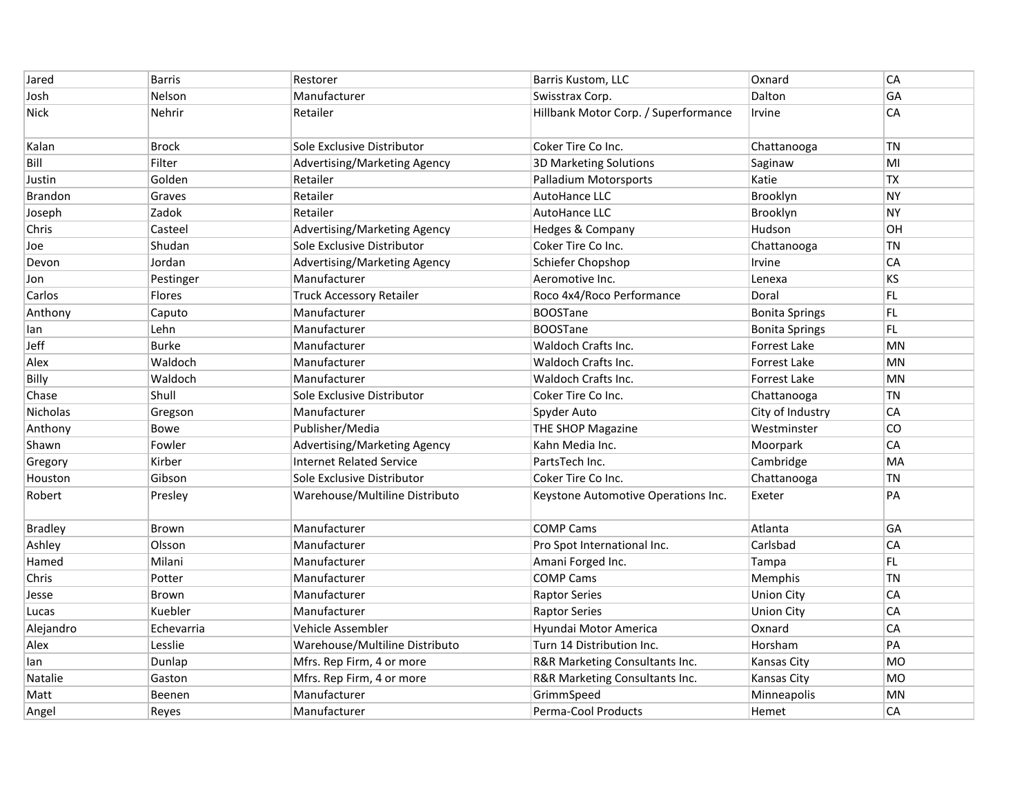| | | | | | |
|---|---|---|---|---|---|
| Jared | Barris | Restorer | Barris Kustom, LLC | Oxnard | CA |
| Josh | Nelson | Manufacturer | Swisstrax Corp. | Dalton | GA |
| Nick | Nehrir | Retailer | Hillbank Motor Corp. / Superformance | Irvine | CA |
| Kalan | Brock | Sole Exclusive Distributor | Coker Tire Co Inc. | Chattanooga | TN |
| Bill | Filter | Advertising/Marketing Agency | 3D Marketing Solutions | Saginaw | MI |
| Justin | Golden | Retailer | Palladium Motorsports | Katie | TX |
| Brandon | Graves | Retailer | AutoHance LLC | Brooklyn | NY |
| Joseph | Zadok | Retailer | AutoHance LLC | Brooklyn | NY |
| Chris | Casteel | Advertising/Marketing Agency | Hedges & Company | Hudson | OH |
| Joe | Shudan | Sole Exclusive Distributor | Coker Tire Co Inc. | Chattanooga | TN |
| Devon | Jordan | Advertising/Marketing Agency | Schiefer Chopshop | Irvine | CA |
| Jon | Pestinger | Manufacturer | Aeromotive Inc. | Lenexa | KS |
| Carlos | Flores | Truck Accessory Retailer | Roco 4x4/Roco Performance | Doral | FL |
| Anthony | Caputo | Manufacturer | BOOSTane | Bonita Springs | FL |
| Ian | Lehn | Manufacturer | BOOSTane | Bonita Springs | FL |
| Jeff | Burke | Manufacturer | Waldoch Crafts Inc. | Forrest Lake | MN |
| Alex | Waldoch | Manufacturer | Waldoch Crafts Inc. | Forrest Lake | MN |
| Billy | Waldoch | Manufacturer | Waldoch Crafts Inc. | Forrest Lake | MN |
| Chase | Shull | Sole Exclusive Distributor | Coker Tire Co Inc. | Chattanooga | TN |
| Nicholas | Gregson | Manufacturer | Spyder Auto | City of Industry | CA |
| Anthony | Bowe | Publisher/Media | THE SHOP Magazine | Westminster | CO |
| Shawn | Fowler | Advertising/Marketing Agency | Kahn Media Inc. | Moorpark | CA |
| Gregory | Kirber | Internet Related Service | PartsTech Inc. | Cambridge | MA |
| Houston | Gibson | Sole Exclusive Distributor | Coker Tire Co Inc. | Chattanooga | TN |
| Robert | Presley | Warehouse/Multiline Distributo | Keystone Automotive Operations Inc. | Exeter | PA |
| Bradley | Brown | Manufacturer | COMP Cams | Atlanta | GA |
| Ashley | Olsson | Manufacturer | Pro Spot International Inc. | Carlsbad | CA |
| Hamed | Milani | Manufacturer | Amani Forged Inc. | Tampa | FL |
| Chris | Potter | Manufacturer | COMP Cams | Memphis | TN |
| Jesse | Brown | Manufacturer | Raptor Series | Union City | CA |
| Lucas | Kuebler | Manufacturer | Raptor Series | Union City | CA |
| Alejandro | Echevarria | Vehicle Assembler | Hyundai Motor America | Oxnard | CA |
| Alex | Lesslie | Warehouse/Multiline Distributo | Turn 14 Distribution Inc. | Horsham | PA |
| Ian | Dunlap | Mfrs. Rep Firm, 4 or more | R&R Marketing Consultants Inc. | Kansas City | MO |
| Natalie | Gaston | Mfrs. Rep Firm, 4 or more | R&R Marketing Consultants Inc. | Kansas City | MO |
| Matt | Beenen | Manufacturer | GrimmSpeed | Minneapolis | MN |
| Angel | Reyes | Manufacturer | Perma-Cool Products | Hemet | CA |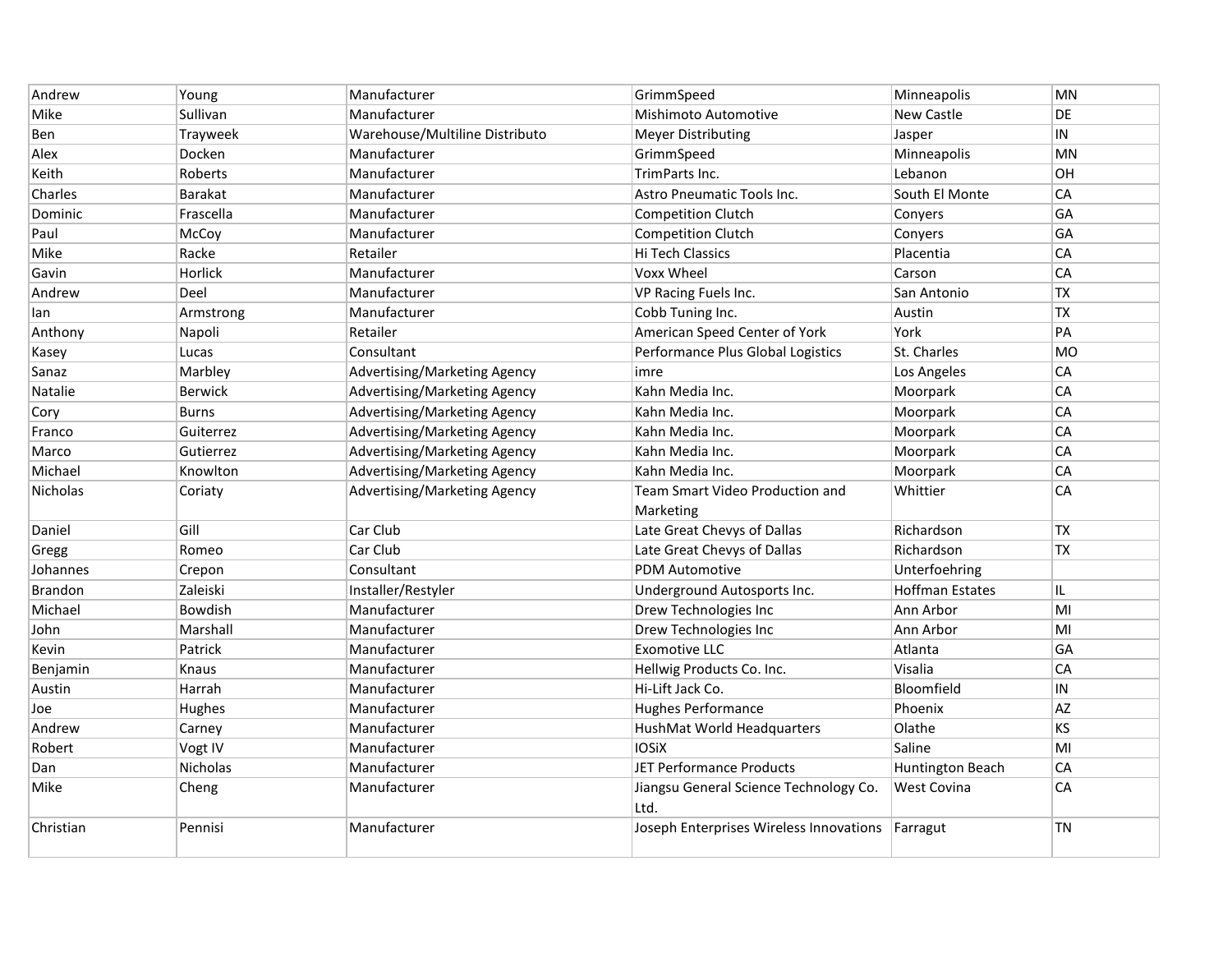| | | | | | |
|---|---|---|---|---|---|
| Andrew | Young | Manufacturer | GrimmSpeed | Minneapolis | MN |
| Mike | Sullivan | Manufacturer | Mishimoto Automotive | New Castle | DE |
| Ben | Trayweek | Warehouse/Multiline Distributo | Meyer Distributing | Jasper | IN |
| Alex | Docken | Manufacturer | GrimmSpeed | Minneapolis | MN |
| Keith | Roberts | Manufacturer | TrimParts Inc. | Lebanon | OH |
| Charles | Barakat | Manufacturer | Astro Pneumatic Tools Inc. | South El Monte | CA |
| Dominic | Frascella | Manufacturer | Competition Clutch | Conyers | GA |
| Paul | McCoy | Manufacturer | Competition Clutch | Conyers | GA |
| Mike | Racke | Retailer | Hi Tech Classics | Placentia | CA |
| Gavin | Horlick | Manufacturer | Voxx Wheel | Carson | CA |
| Andrew | Deel | Manufacturer | VP Racing Fuels Inc. | San Antonio | TX |
| Ian | Armstrong | Manufacturer | Cobb Tuning Inc. | Austin | TX |
| Anthony | Napoli | Retailer | American Speed Center of York | York | PA |
| Kasey | Lucas | Consultant | Performance Plus Global Logistics | St. Charles | MO |
| Sanaz | Marbley | Advertising/Marketing Agency | imre | Los Angeles | CA |
| Natalie | Berwick | Advertising/Marketing Agency | Kahn Media Inc. | Moorpark | CA |
| Cory | Burns | Advertising/Marketing Agency | Kahn Media Inc. | Moorpark | CA |
| Franco | Guiterrez | Advertising/Marketing Agency | Kahn Media Inc. | Moorpark | CA |
| Marco | Gutierrez | Advertising/Marketing Agency | Kahn Media Inc. | Moorpark | CA |
| Michael | Knowlton | Advertising/Marketing Agency | Kahn Media Inc. | Moorpark | CA |
| Nicholas | Coriaty | Advertising/Marketing Agency | Team Smart Video Production and Marketing | Whittier | CA |
| Daniel | Gill | Car Club | Late Great Chevys of Dallas | Richardson | TX |
| Gregg | Romeo | Car Club | Late Great Chevys of Dallas | Richardson | TX |
| Johannes | Crepon | Consultant | PDM Automotive | Unterfoehring | |
| Brandon | Zaleiski | Installer/Restyler | Underground Autosports Inc. | Hoffman Estates | IL |
| Michael | Bowdish | Manufacturer | Drew Technologies Inc | Ann Arbor | MI |
| John | Marshall | Manufacturer | Drew Technologies Inc | Ann Arbor | MI |
| Kevin | Patrick | Manufacturer | Exomotive LLC | Atlanta | GA |
| Benjamin | Knaus | Manufacturer | Hellwig Products Co. Inc. | Visalia | CA |
| Austin | Harrah | Manufacturer | Hi-Lift Jack Co. | Bloomfield | IN |
| Joe | Hughes | Manufacturer | Hughes Performance | Phoenix | AZ |
| Andrew | Carney | Manufacturer | HushMat World Headquarters | Olathe | KS |
| Robert | Vogt IV | Manufacturer | IOSiX | Saline | MI |
| Dan | Nicholas | Manufacturer | JET Performance Products | Huntington Beach | CA |
| Mike | Cheng | Manufacturer | Jiangsu General Science Technology Co. Ltd. | West Covina | CA |
| Christian | Pennisi | Manufacturer | Joseph Enterprises Wireless Innovations | Farragut | TN |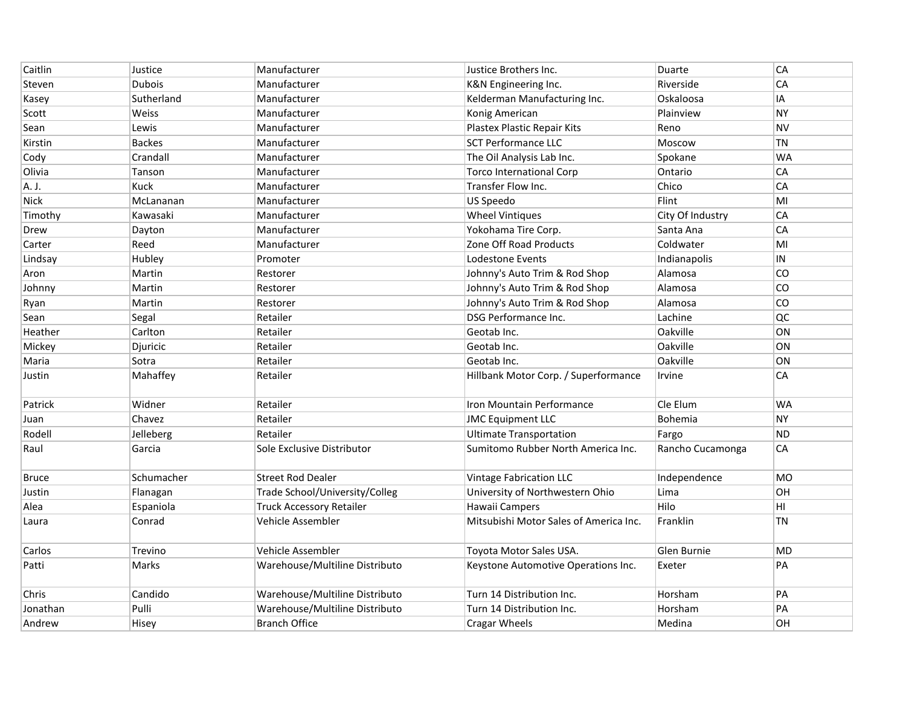| Caitlin | Justice | Manufacturer | Justice Brothers Inc. | Duarte | CA |
|---|---|---|---|---|---|
| Steven | Dubois | Manufacturer | K&N Engineering Inc. | Riverside | CA |
| Kasey | Sutherland | Manufacturer | Kelderman Manufacturing Inc. | Oskaloosa | IA |
| Scott | Weiss | Manufacturer | Konig American | Plainview | NY |
| Sean | Lewis | Manufacturer | Plastex Plastic Repair Kits | Reno | NV |
| Kirstin | Backes | Manufacturer | SCT Performance LLC | Moscow | TN |
| Cody | Crandall | Manufacturer | The Oil Analysis Lab Inc. | Spokane | WA |
| Olivia | Tanson | Manufacturer | Torco International Corp | Ontario | CA |
| A. J. | Kuck | Manufacturer | Transfer Flow Inc. | Chico | CA |
| Nick | McLananan | Manufacturer | US Speedo | Flint | MI |
| Timothy | Kawasaki | Manufacturer | Wheel Vintiques | City Of Industry | CA |
| Drew | Dayton | Manufacturer | Yokohama Tire Corp. | Santa Ana | CA |
| Carter | Reed | Manufacturer | Zone Off Road Products | Coldwater | MI |
| Lindsay | Hubley | Promoter | Lodestone Events | Indianapolis | IN |
| Aron | Martin | Restorer | Johnny's Auto Trim & Rod Shop | Alamosa | CO |
| Johnny | Martin | Restorer | Johnny's Auto Trim & Rod Shop | Alamosa | CO |
| Ryan | Martin | Restorer | Johnny's Auto Trim & Rod Shop | Alamosa | CO |
| Sean | Segal | Retailer | DSG Performance Inc. | Lachine | QC |
| Heather | Carlton | Retailer | Geotab Inc. | Oakville | ON |
| Mickey | Djuricic | Retailer | Geotab Inc. | Oakville | ON |
| Maria | Sotra | Retailer | Geotab Inc. | Oakville | ON |
| Justin | Mahaffey | Retailer | Hillbank Motor Corp. / Superformance | Irvine | CA |
| Patrick | Widner | Retailer | Iron Mountain Performance | Cle Elum | WA |
| Juan | Chavez | Retailer | JMC Equipment LLC | Bohemia | NY |
| Rodell | Jelleberg | Retailer | Ultimate Transportation | Fargo | ND |
| Raul | Garcia | Sole Exclusive Distributor | Sumitomo Rubber North America Inc. | Rancho Cucamonga | CA |
| Bruce | Schumacher | Street Rod Dealer | Vintage Fabrication LLC | Independence | MO |
| Justin | Flanagan | Trade School/University/Colleg | University of Northwestern Ohio | Lima | OH |
| Alea | Espaniola | Truck Accessory Retailer | Hawaii Campers | Hilo | HI |
| Laura | Conrad | Vehicle Assembler | Mitsubishi Motor Sales of America Inc. | Franklin | TN |
| Carlos | Trevino | Vehicle Assembler | Toyota Motor Sales USA. | Glen Burnie | MD |
| Patti | Marks | Warehouse/Multiline Distributo | Keystone Automotive Operations Inc. | Exeter | PA |
| Chris | Candido | Warehouse/Multiline Distributo | Turn 14 Distribution Inc. | Horsham | PA |
| Jonathan | Pulli | Warehouse/Multiline Distributo | Turn 14 Distribution Inc. | Horsham | PA |
| Andrew | Hisey | Branch Office | Cragar Wheels | Medina | OH |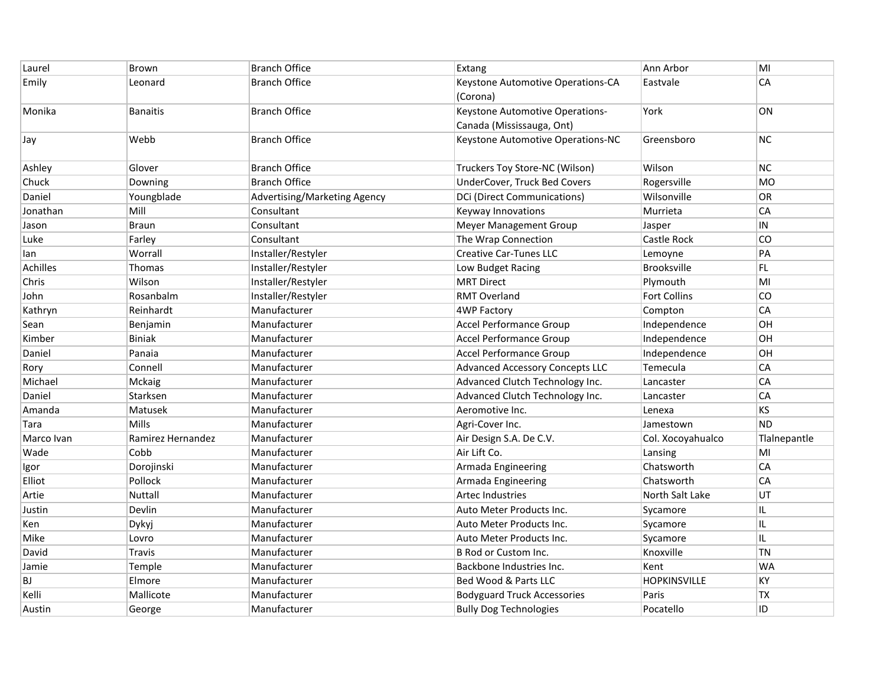| | | | | | |
|---|---|---|---|---|---|
| Laurel | Brown | Branch Office | Extang | Ann Arbor | MI |
| Emily | Leonard | Branch Office | Keystone Automotive Operations-CA (Corona) | Eastvale | CA |
| Monika | Banaitis | Branch Office | Keystone Automotive Operations-Canada (Mississauga, Ont) | York | ON |
| Jay | Webb | Branch Office | Keystone Automotive Operations-NC | Greensboro | NC |
| Ashley | Glover | Branch Office | Truckers Toy Store-NC (Wilson) | Wilson | NC |
| Chuck | Downing | Branch Office | UnderCover, Truck Bed Covers | Rogersville | MO |
| Daniel | Youngblade | Advertising/Marketing Agency | DCi (Direct Communications) | Wilsonville | OR |
| Jonathan | Mill | Consultant | Keyway Innovations | Murrieta | CA |
| Jason | Braun | Consultant | Meyer Management Group | Jasper | IN |
| Luke | Farley | Consultant | The Wrap Connection | Castle Rock | CO |
| Ian | Worrall | Installer/Restyler | Creative Car-Tunes LLC | Lemoyne | PA |
| Achilles | Thomas | Installer/Restyler | Low Budget Racing | Brooksville | FL |
| Chris | Wilson | Installer/Restyler | MRT Direct | Plymouth | MI |
| John | Rosanbalm | Installer/Restyler | RMT Overland | Fort Collins | CO |
| Kathryn | Reinhardt | Manufacturer | 4WP Factory | Compton | CA |
| Sean | Benjamin | Manufacturer | Accel Performance Group | Independence | OH |
| Kimber | Biniak | Manufacturer | Accel Performance Group | Independence | OH |
| Daniel | Panaia | Manufacturer | Accel Performance Group | Independence | OH |
| Rory | Connell | Manufacturer | Advanced Accessory Concepts LLC | Temecula | CA |
| Michael | Mckaig | Manufacturer | Advanced Clutch Technology Inc. | Lancaster | CA |
| Daniel | Starksen | Manufacturer | Advanced Clutch Technology Inc. | Lancaster | CA |
| Amanda | Matusek | Manufacturer | Aeromotive Inc. | Lenexa | KS |
| Tara | Mills | Manufacturer | Agri-Cover Inc. | Jamestown | ND |
| Marco Ivan | Ramirez Hernandez | Manufacturer | Air Design S.A. De C.V. | Col. Xocoyahualco | Tlalnepantle |
| Wade | Cobb | Manufacturer | Air Lift Co. | Lansing | MI |
| Igor | Dorojinski | Manufacturer | Armada Engineering | Chatsworth | CA |
| Elliot | Pollock | Manufacturer | Armada Engineering | Chatsworth | CA |
| Artie | Nuttall | Manufacturer | Artec Industries | North Salt Lake | UT |
| Justin | Devlin | Manufacturer | Auto Meter Products Inc. | Sycamore | IL |
| Ken | Dykyj | Manufacturer | Auto Meter Products Inc. | Sycamore | IL |
| Mike | Lovro | Manufacturer | Auto Meter Products Inc. | Sycamore | IL |
| David | Travis | Manufacturer | B Rod or Custom Inc. | Knoxville | TN |
| Jamie | Temple | Manufacturer | Backbone Industries Inc. | Kent | WA |
| BJ | Elmore | Manufacturer | Bed Wood & Parts LLC | HOPKINSVILLE | KY |
| Kelli | Mallicote | Manufacturer | Bodyguard Truck Accessories | Paris | TX |
| Austin | George | Manufacturer | Bully Dog Technologies | Pocatello | ID |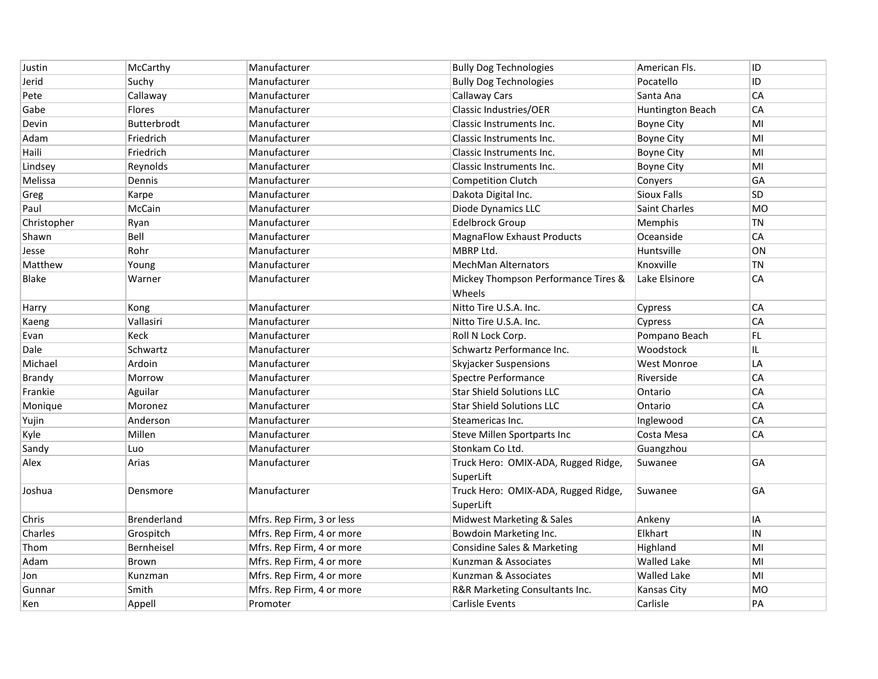| | | | | | |
|---|---|---|---|---|---|
| Justin | McCarthy | Manufacturer | Bully Dog Technologies | American Fls. | ID |
| Jerid | Suchy | Manufacturer | Bully Dog Technologies | Pocatello | ID |
| Pete | Callaway | Manufacturer | Callaway Cars | Santa Ana | CA |
| Gabe | Flores | Manufacturer | Classic Industries/OER | Huntington Beach | CA |
| Devin | Butterbrodt | Manufacturer | Classic Instruments Inc. | Boyne City | MI |
| Adam | Friedrich | Manufacturer | Classic Instruments Inc. | Boyne City | MI |
| Haili | Friedrich | Manufacturer | Classic Instruments Inc. | Boyne City | MI |
| Lindsey | Reynolds | Manufacturer | Classic Instruments Inc. | Boyne City | MI |
| Melissa | Dennis | Manufacturer | Competition Clutch | Conyers | GA |
| Greg | Karpe | Manufacturer | Dakota Digital Inc. | Sioux Falls | SD |
| Paul | McCain | Manufacturer | Diode Dynamics LLC | Saint Charles | MO |
| Christopher | Ryan | Manufacturer | Edelbrock Group | Memphis | TN |
| Shawn | Bell | Manufacturer | MagnaFlow Exhaust Products | Oceanside | CA |
| Jesse | Rohr | Manufacturer | MBRP Ltd. | Huntsville | ON |
| Matthew | Young | Manufacturer | MechMan Alternators | Knoxville | TN |
| Blake | Warner | Manufacturer | Mickey Thompson Performance Tires & Wheels | Lake Elsinore | CA |
| Harry | Kong | Manufacturer | Nitto Tire U.S.A. Inc. | Cypress | CA |
| Kaeng | Vallasiri | Manufacturer | Nitto Tire U.S.A. Inc. | Cypress | CA |
| Evan | Keck | Manufacturer | Roll N Lock Corp. | Pompano Beach | FL |
| Dale | Schwartz | Manufacturer | Schwartz Performance Inc. | Woodstock | IL |
| Michael | Ardoin | Manufacturer | Skyjacker Suspensions | West Monroe | LA |
| Brandy | Morrow | Manufacturer | Spectre Performance | Riverside | CA |
| Frankie | Aguilar | Manufacturer | Star Shield Solutions LLC | Ontario | CA |
| Monique | Moronez | Manufacturer | Star Shield Solutions LLC | Ontario | CA |
| Yujin | Anderson | Manufacturer | Steamericas Inc. | Inglewood | CA |
| Kyle | Millen | Manufacturer | Steve Millen Sportparts Inc | Costa Mesa | CA |
| Sandy | Luo | Manufacturer | Stonkam Co Ltd. | Guangzhou | |
| Alex | Arias | Manufacturer | Truck Hero: OMIX-ADA, Rugged Ridge, SuperLift | Suwanee | GA |
| Joshua | Densmore | Manufacturer | Truck Hero: OMIX-ADA, Rugged Ridge, SuperLift | Suwanee | GA |
| Chris | Brenderland | Mfrs. Rep Firm, 3 or less | Midwest Marketing & Sales | Ankeny | IA |
| Charles | Grospitch | Mfrs. Rep Firm, 4 or more | Bowdoin Marketing Inc. | Elkhart | IN |
| Thom | Bernheisel | Mfrs. Rep Firm, 4 or more | Considine Sales & Marketing | Highland | MI |
| Adam | Brown | Mfrs. Rep Firm, 4 or more | Kunzman & Associates | Walled Lake | MI |
| Jon | Kunzman | Mfrs. Rep Firm, 4 or more | Kunzman & Associates | Walled Lake | MI |
| Gunnar | Smith | Mfrs. Rep Firm, 4 or more | R&R Marketing Consultants Inc. | Kansas City | MO |
| Ken | Appell | Promoter | Carlisle Events | Carlisle | PA |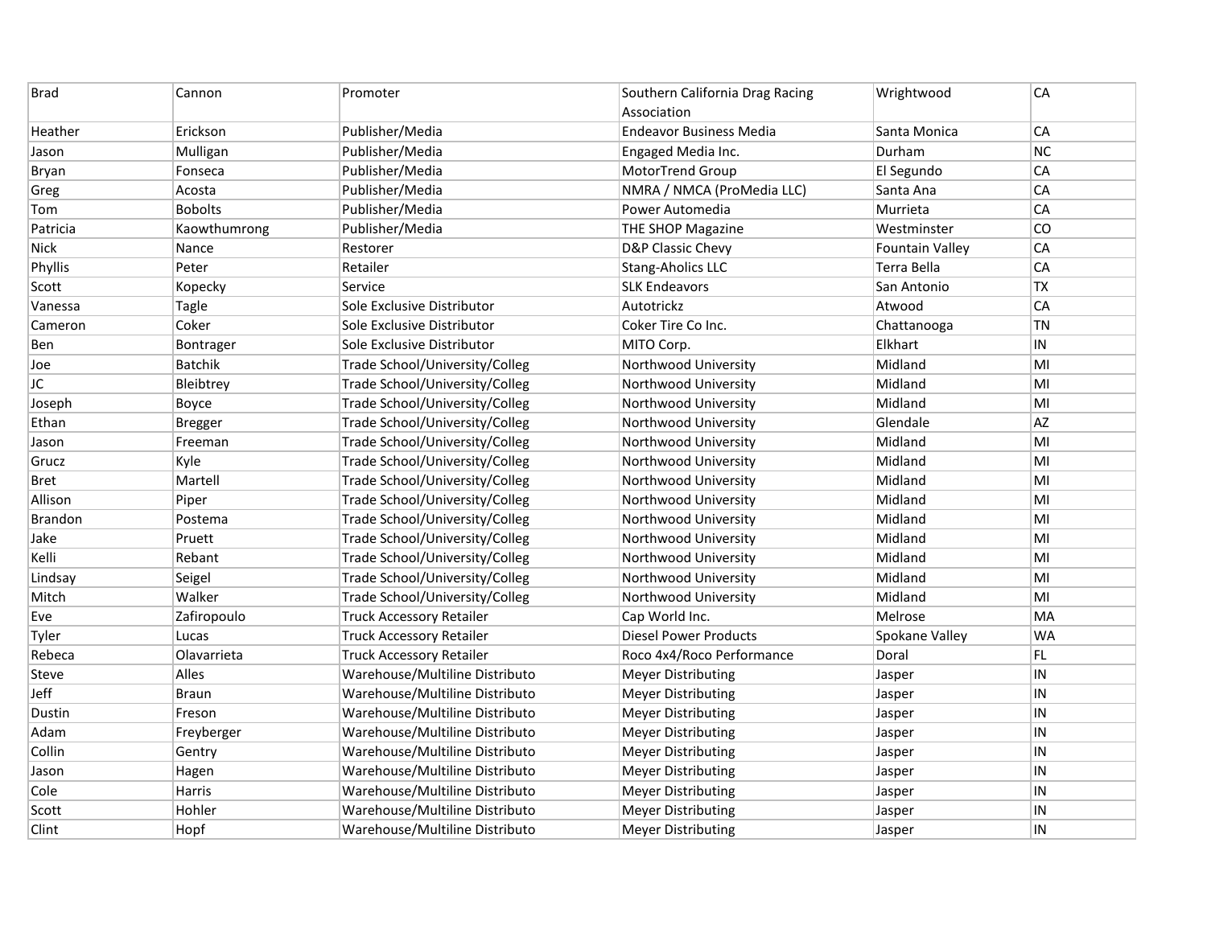| | | | | | |
|---|---|---|---|---|---|
| Brad | Cannon | Promoter | Southern California Drag Racing Association | Wrightwood | CA |
| Heather | Erickson | Publisher/Media | Endeavor Business Media | Santa Monica | CA |
| Jason | Mulligan | Publisher/Media | Engaged Media Inc. | Durham | NC |
| Bryan | Fonseca | Publisher/Media | MotorTrend Group | El Segundo | CA |
| Greg | Acosta | Publisher/Media | NMRA / NMCA (ProMedia LLC) | Santa Ana | CA |
| Tom | Bobolts | Publisher/Media | Power Automedia | Murrieta | CA |
| Patricia | Kaowthumrong | Publisher/Media | THE SHOP Magazine | Westminster | CO |
| Nick | Nance | Restorer | D&P Classic Chevy | Fountain Valley | CA |
| Phyllis | Peter | Retailer | Stang-Aholics LLC | Terra Bella | CA |
| Scott | Kopecky | Service | SLK Endeavors | San Antonio | TX |
| Vanessa | Tagle | Sole Exclusive Distributor | Autotrickz | Atwood | CA |
| Cameron | Coker | Sole Exclusive Distributor | Coker Tire Co Inc. | Chattanooga | TN |
| Ben | Bontrager | Sole Exclusive Distributor | MITO Corp. | Elkhart | IN |
| Joe | Batchik | Trade School/University/Colleg | Northwood University | Midland | MI |
| JC | Bleibtrey | Trade School/University/Colleg | Northwood University | Midland | MI |
| Joseph | Boyce | Trade School/University/Colleg | Northwood University | Midland | MI |
| Ethan | Bregger | Trade School/University/Colleg | Northwood University | Glendale | AZ |
| Jason | Freeman | Trade School/University/Colleg | Northwood University | Midland | MI |
| Grucz | Kyle | Trade School/University/Colleg | Northwood University | Midland | MI |
| Bret | Martell | Trade School/University/Colleg | Northwood University | Midland | MI |
| Allison | Piper | Trade School/University/Colleg | Northwood University | Midland | MI |
| Brandon | Postema | Trade School/University/Colleg | Northwood University | Midland | MI |
| Jake | Pruett | Trade School/University/Colleg | Northwood University | Midland | MI |
| Kelli | Rebant | Trade School/University/Colleg | Northwood University | Midland | MI |
| Lindsay | Seigel | Trade School/University/Colleg | Northwood University | Midland | MI |
| Mitch | Walker | Trade School/University/Colleg | Northwood University | Midland | MI |
| Eve | Zafiropoulo | Truck Accessory Retailer | Cap World Inc. | Melrose | MA |
| Tyler | Lucas | Truck Accessory Retailer | Diesel Power Products | Spokane Valley | WA |
| Rebeca | Olavarrieta | Truck Accessory Retailer | Roco 4x4/Roco Performance | Doral | FL |
| Steve | Alles | Warehouse/Multiline Distributo | Meyer Distributing | Jasper | IN |
| Jeff | Braun | Warehouse/Multiline Distributo | Meyer Distributing | Jasper | IN |
| Dustin | Freson | Warehouse/Multiline Distributo | Meyer Distributing | Jasper | IN |
| Adam | Freyberger | Warehouse/Multiline Distributo | Meyer Distributing | Jasper | IN |
| Collin | Gentry | Warehouse/Multiline Distributo | Meyer Distributing | Jasper | IN |
| Jason | Hagen | Warehouse/Multiline Distributo | Meyer Distributing | Jasper | IN |
| Cole | Harris | Warehouse/Multiline Distributo | Meyer Distributing | Jasper | IN |
| Scott | Hohler | Warehouse/Multiline Distributo | Meyer Distributing | Jasper | IN |
| Clint | Hopf | Warehouse/Multiline Distributo | Meyer Distributing | Jasper | IN |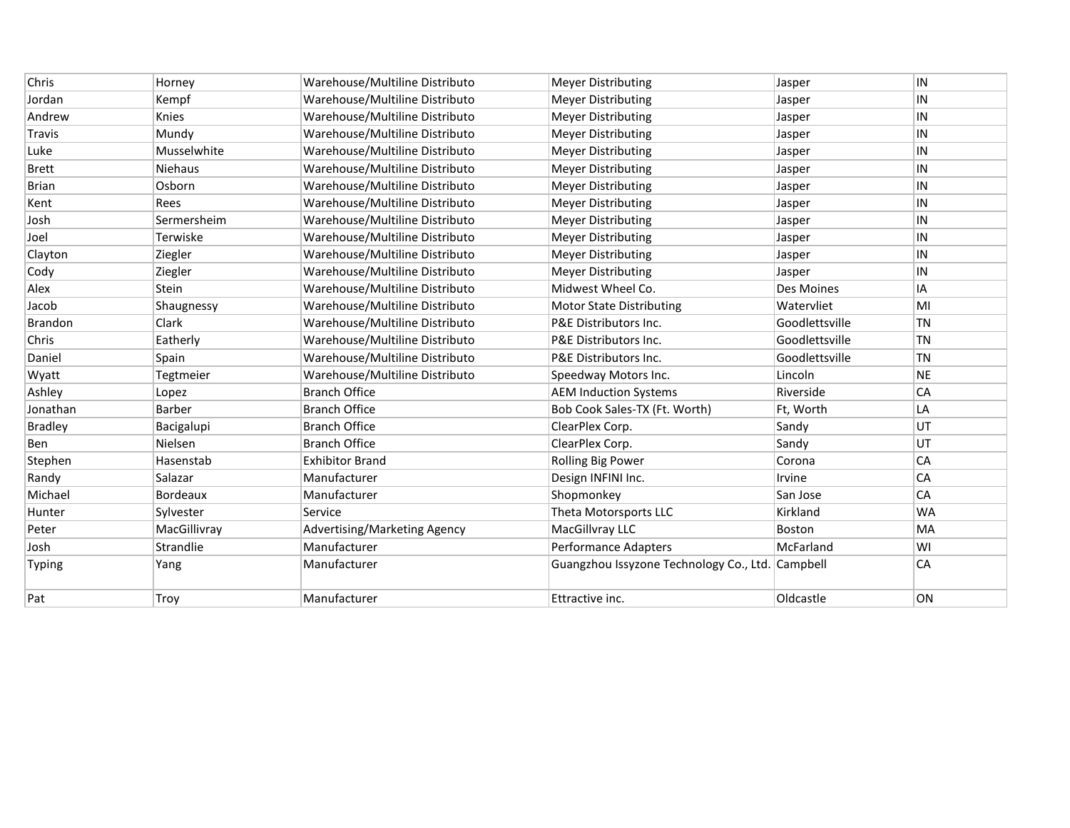| | | | | | |
|---|---|---|---|---|---|
| Chris | Horney | Warehouse/Multiline Distributo | Meyer Distributing | Jasper | IN |
| Jordan | Kempf | Warehouse/Multiline Distributo | Meyer Distributing | Jasper | IN |
| Andrew | Knies | Warehouse/Multiline Distributo | Meyer Distributing | Jasper | IN |
| Travis | Mundy | Warehouse/Multiline Distributo | Meyer Distributing | Jasper | IN |
| Luke | Musselwhite | Warehouse/Multiline Distributo | Meyer Distributing | Jasper | IN |
| Brett | Niehaus | Warehouse/Multiline Distributo | Meyer Distributing | Jasper | IN |
| Brian | Osborn | Warehouse/Multiline Distributo | Meyer Distributing | Jasper | IN |
| Kent | Rees | Warehouse/Multiline Distributo | Meyer Distributing | Jasper | IN |
| Josh | Sermersheim | Warehouse/Multiline Distributo | Meyer Distributing | Jasper | IN |
| Joel | Terwiske | Warehouse/Multiline Distributo | Meyer Distributing | Jasper | IN |
| Clayton | Ziegler | Warehouse/Multiline Distributo | Meyer Distributing | Jasper | IN |
| Cody | Ziegler | Warehouse/Multiline Distributo | Meyer Distributing | Jasper | IN |
| Alex | Stein | Warehouse/Multiline Distributo | Midwest Wheel Co. | Des Moines | IA |
| Jacob | Shaugnessy | Warehouse/Multiline Distributo | Motor State Distributing | Watervliet | MI |
| Brandon | Clark | Warehouse/Multiline Distributo | P&E Distributors Inc. | Goodlettsville | TN |
| Chris | Eatherly | Warehouse/Multiline Distributo | P&E Distributors Inc. | Goodlettsville | TN |
| Daniel | Spain | Warehouse/Multiline Distributo | P&E Distributors Inc. | Goodlettsville | TN |
| Wyatt | Tegtmeier | Warehouse/Multiline Distributo | Speedway Motors Inc. | Lincoln | NE |
| Ashley | Lopez | Branch Office | AEM Induction Systems | Riverside | CA |
| Jonathan | Barber | Branch Office | Bob Cook Sales-TX (Ft. Worth) | Ft, Worth | LA |
| Bradley | Bacigalupi | Branch Office | ClearPlex Corp. | Sandy | UT |
| Ben | Nielsen | Branch Office | ClearPlex Corp. | Sandy | UT |
| Stephen | Hasenstab | Exhibitor Brand | Rolling Big Power | Corona | CA |
| Randy | Salazar | Manufacturer | Design INFINI Inc. | Irvine | CA |
| Michael | Bordeaux | Manufacturer | Shopmonkey | San Jose | CA |
| Hunter | Sylvester | Service | Theta Motorsports LLC | Kirkland | WA |
| Peter | MacGillivray | Advertising/Marketing Agency | MacGillvray LLC | Boston | MA |
| Josh | Strandlie | Manufacturer | Performance Adapters | McFarland | WI |
| Typing | Yang | Manufacturer | Guangzhou Issyzone Technology Co., Ltd. | Campbell | CA |
| Pat | Troy | Manufacturer | Ettractive inc. | Oldcastle | ON |